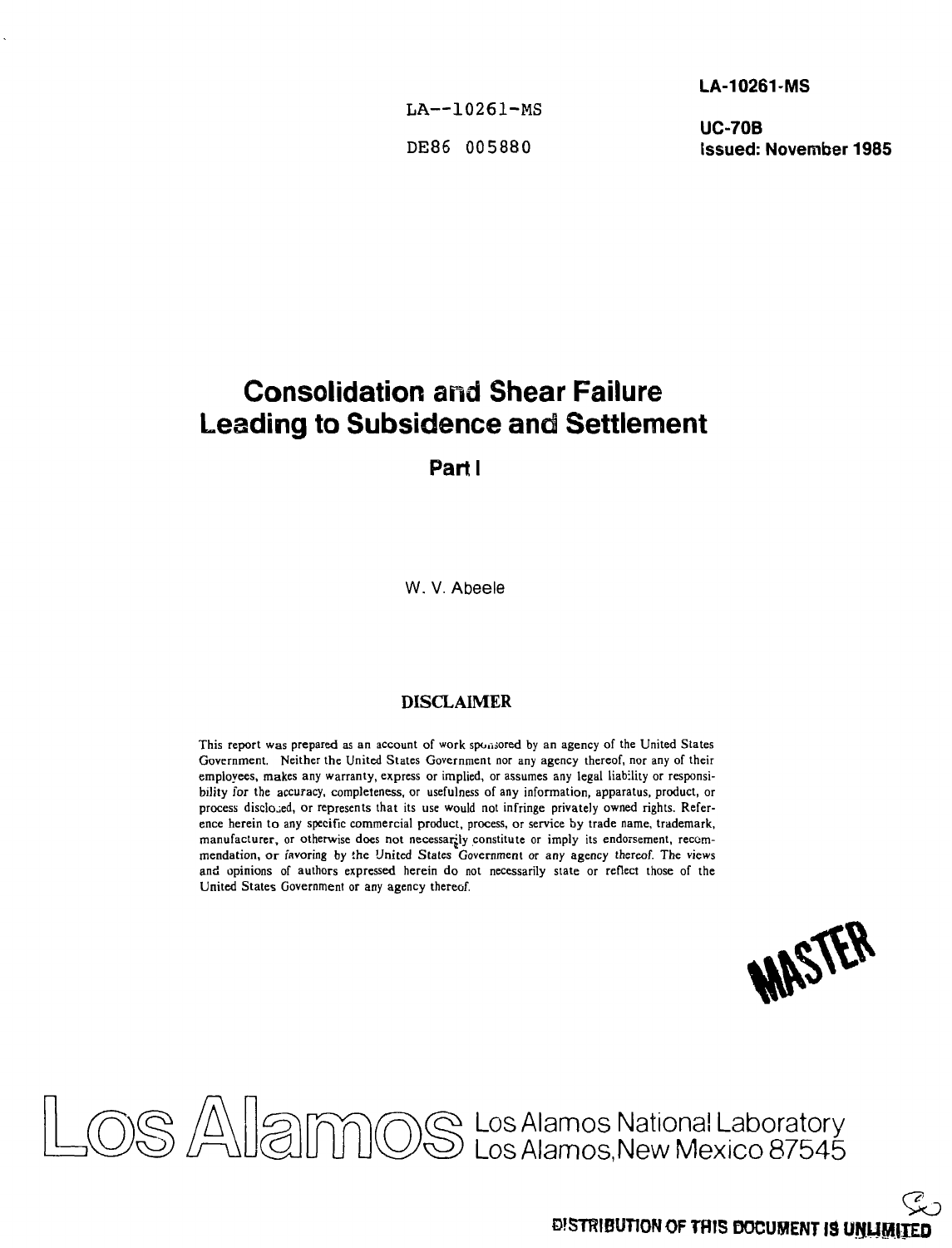LA--10261-MS

DE86 005880

**LA-10261-MS**

**UC-70B**
**Issued: November 1985**

# Consolidation and Shear Failure Leading to Subsidence and Settlement

## Part I

W. V. Abeele

### DISCLAIMER

This report was prepared as an account of work sponsored by an agency of the United States Government. Neither the United States Government nor any agency thereof, nor any of their employees, makes any warranty, express or implied, or assumes any legal liability or responsibility for the accuracy, completeness, or usefulness of any information, apparatus, product, or process disclosed, or represents that its use would not infringe privately owned rights. Reference herein to any specific commercial product, process, or service by trade name, trademark, manufacturer, or otherwise does not necessarily constitute or imply its endorsement, recommendation, or favoring by the United States Government or any agency thereof. The views and opinions of authors expressed herein do not necessarily state or reflect those of the United States Government or any agency thereof.

MASTER

Los Alamos National Laboratory
Los Alamos, New Mexico 87545

**DISTRIBUTION OF THIS DOCUMENT IS UNLIMITED**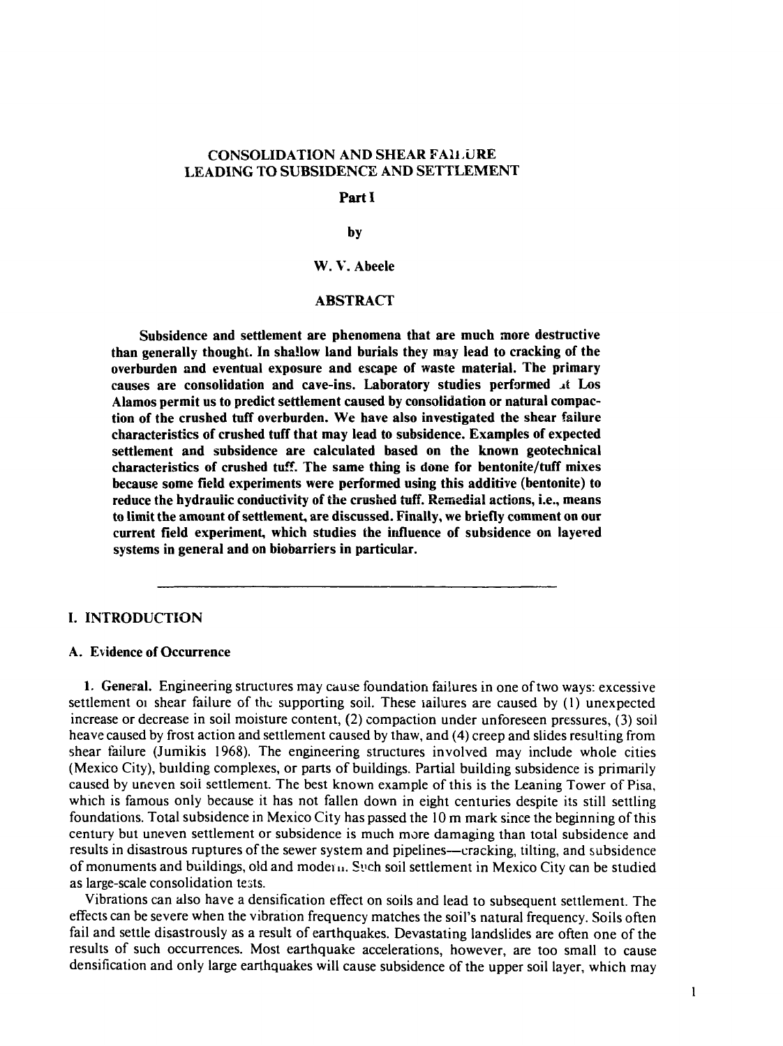# CONSOLIDATION AND SHEAR FAILURE LEADING TO SUBSIDENCE AND SETTLEMENT

## Part I

by

W. V. Abeele

## ABSTRACT

**Subsidence and settlement are phenomena that are much more destructive than generally thought. In shallow land burials they may lead to cracking of the overburden and eventual exposure and escape of waste material. The primary causes are consolidation and cave-ins. Laboratory studies performed at Los Alamos permit us to predict settlement caused by consolidation or natural compaction of the crushed tuff overburden. We have also investigated the shear failure characteristics of crushed tuff that may lead to subsidence. Examples of expected settlement and subsidence are calculated based on the known geotechnical characteristics of crushed tuff. The same thing is done for bentonite/tuff mixes because some field experiments were performed using this additive (bentonite) to reduce the hydraulic conductivity of the crushed tuff. Remedial actions, i.e., means to limit the amount of settlement, are discussed. Finally, we briefly comment on our current field experiment, which studies the influence of subsidence on layered systems in general and on biobarriers in particular.**

---

## I. INTRODUCTION

### A. Evidence of Occurrence

**1. General.** Engineering structures may cause foundation failures in one of two ways: excessive settlement or shear failure of the supporting soil. These failures are caused by (1) unexpected increase or decrease in soil moisture content, (2) compaction under unforeseen pressures, (3) soil heave caused by frost action and settlement caused by thaw, and (4) creep and slides resulting from shear failure (Jumikis 1968). The engineering structures involved may include whole cities (Mexico City), building complexes, or parts of buildings. Partial building subsidence is primarily caused by uneven soil settlement. The best known example of this is the Leaning Tower of Pisa, which is famous only because it has not fallen down in eight centuries despite its still settling foundations. Total subsidence in Mexico City has passed the 10 m mark since the beginning of this century but uneven settlement or subsidence is much more damaging than total subsidence and results in disastrous ruptures of the sewer system and pipelines—cracking, tilting, and subsidence of monuments and buildings, old and modern. Such soil settlement in Mexico City can be studied as large-scale consolidation tests.

Vibrations can also have a densification effect on soils and lead to subsequent settlement. The effects can be severe when the vibration frequency matches the soil's natural frequency. Soils often fail and settle disastrously as a result of earthquakes. Devastating landslides are often one of the results of such occurrences. Most earthquake accelerations, however, are too small to cause densification and only large earthquakes will cause subsidence of the upper soil layer, which may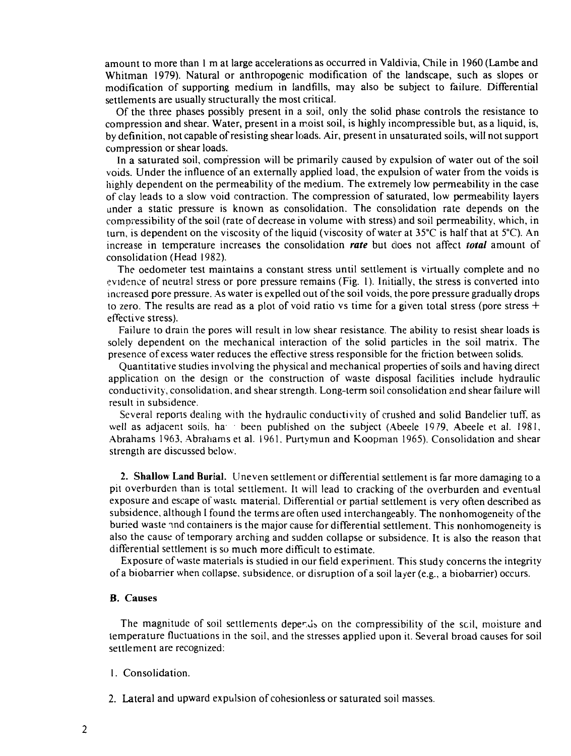amount to more than 1 m at large accelerations as occurred in Valdivia, Chile in 1960 (Lambe and Whitman 1979). Natural or anthropogenic modification of the landscape, such as slopes or modification of supporting medium in landfills, may also be subject to failure. Differential settlements are usually structurally the most critical.

Of the three phases possibly present in a soil, only the solid phase controls the resistance to compression and shear. Water, present in a moist soil, is highly incompressible but, as a liquid, is, by definition, not capable of resisting shear loads. Air, present in unsaturated soils, will not support compression or shear loads.

In a saturated soil, compression will be primarily caused by expulsion of water out of the soil voids. Under the influence of an externally applied load, the expulsion of water from the voids is highly dependent on the permeability of the medium. The extremely low permeability in the case of clay leads to a slow void contraction. The compression of saturated, low permeability layers under a static pressure is known as consolidation. The consolidation rate depends on the compressibility of the soil (rate of decrease in volume with stress) and soil permeability, which, in turn, is dependent on the viscosity of the liquid (viscosity of water at 35°C is half that at 5°C). An increase in temperature increases the consolidation ***rate*** but does not affect ***total*** amount of consolidation (Head 1982).

The oedometer test maintains a constant stress until settlement is virtually complete and no evidence of neutral stress or pore pressure remains (Fig. 1). Initially, the stress is converted into increased pore pressure. As water is expelled out of the soil voids, the pore pressure gradually drops to zero. The results are read as a plot of void ratio vs time for a given total stress (pore stress + effective stress).

Failure to drain the pores will result in low shear resistance. The ability to resist shear loads is solely dependent on the mechanical interaction of the solid particles in the soil matrix. The presence of excess water reduces the effective stress responsible for the friction between solids.

Quantitative studies involving the physical and mechanical properties of soils and having direct application on the design or the construction of waste disposal facilities include hydraulic conductivity, consolidation, and shear strength. Long-term soil consolidation and shear failure will result in subsidence.

Several reports dealing with the hydraulic conductivity of crushed and solid Bandelier tuff, as well as adjacent soils, have been published on the subject (Abeele 1979, Abeele et al. 1981, Abrahams 1963, Abrahams et al. 1961, Purtymun and Koopman 1965). Consolidation and shear strength are discussed below.

**2. Shallow Land Burial.** Uneven settlement or differential settlement is far more damaging to a pit overburden than is total settlement. It will lead to cracking of the overburden and eventual exposure and escape of waste material. Differential or partial settlement is very often described as subsidence, although I found the terms are often used interchangeably. The nonhomogeneity of the buried waste and containers is the major cause for differential settlement. This nonhomogeneity is also the cause of temporary arching and sudden collapse or subsidence. It is also the reason that differential settlement is so much more difficult to estimate.

Exposure of waste materials is studied in our field experiment. This study concerns the integrity of a biobarrier when collapse, subsidence, or disruption of a soil layer (e.g., a biobarrier) occurs.

### B. Causes

The magnitude of soil settlements depends on the compressibility of the soil, moisture and temperature fluctuations in the soil, and the stresses applied upon it. Several broad causes for soil settlement are recognized:

1. Consolidation.

2. Lateral and upward expulsion of cohesionless or saturated soil masses.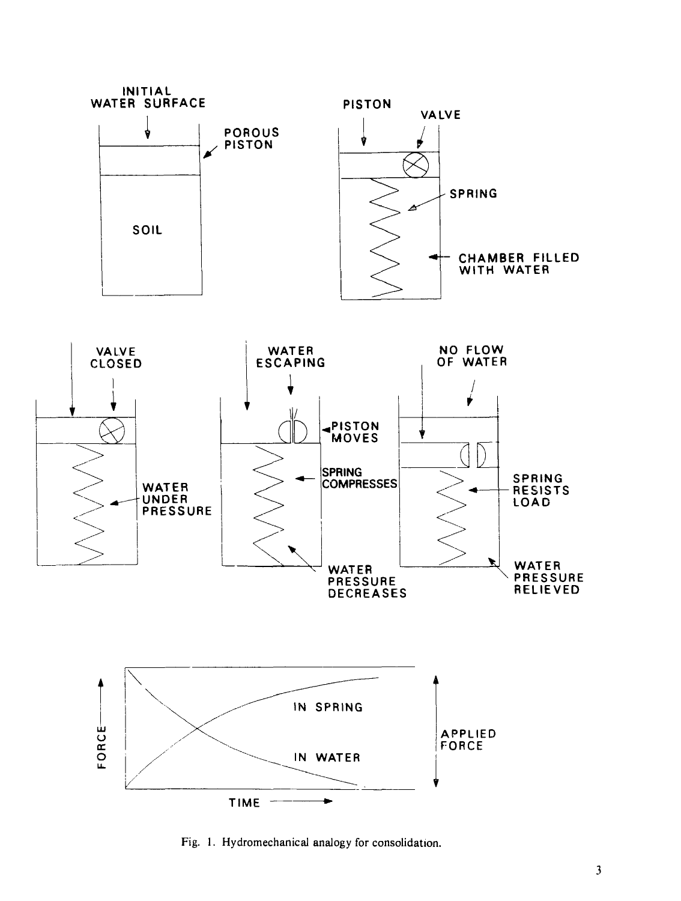Fig. 1. Hydromechanical analogy for consolidation.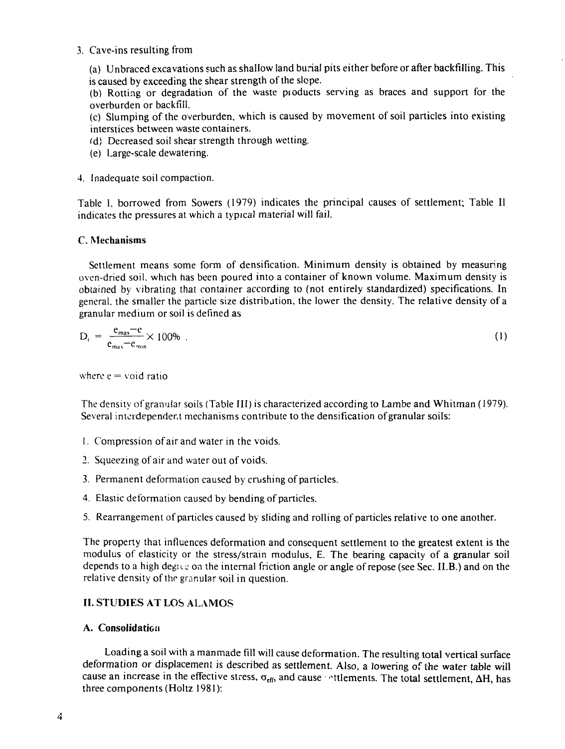3. Cave-ins resulting from

   (a) Unbraced excavations such as shallow land burial pits either before or after backfilling. This is caused by exceeding the shear strength of the slope.
   
   (b) Rotting or degradation of the waste products serving as braces and support for the overburden or backfill.
   
   (c) Slumping of the overburden, which is caused by movement of soil particles into existing interstices between waste containers.
   
   (d) Decreased soil shear strength through wetting.
   
   (e) Large-scale dewatering.

4. Inadequate soil compaction.

Table I, borrowed from Sowers (1979) indicates the principal causes of settlement; Table II indicates the pressures at which a typical material will fail.

### C. Mechanisms

Settlement means some form of densification. Minimum density is obtained by measuring oven-dried soil, which has been poured into a container of known volume. Maximum density is obtained by vibrating that container according to (not entirely standardized) specifications. In general, the smaller the particle size distribution, the lower the density. The relative density of a granular medium or soil is defined as

$$D_r = \frac{e_{max} - e}{e_{max} - e_{min}} \times 100\% \quad (1)$$

where $e$ = void ratio

The density of granular soils (Table III) is characterized according to Lambe and Whitman (1979). Several interdependent mechanisms contribute to the densification of granular soils:

1. Compression of air and water in the voids.
2. Squeezing of air and water out of voids.
3. Permanent deformation caused by crushing of particles.
4. Elastic deformation caused by bending of particles.
5. Rearrangement of particles caused by sliding and rolling of particles relative to one another.

The property that influences deformation and consequent settlement to the greatest extent is the modulus of elasticity or the stress/strain modulus, E. The bearing capacity of a granular soil depends to a high degree on the internal friction angle or angle of repose (see Sec. II.B.) and on the relative density of the granular soil in question.

## II. STUDIES AT LOS ALAMOS

### A. Consolidation

Loading a soil with a manmade fill will cause deformation. The resulting total vertical surface deformation or displacement is described as settlement. Also, a lowering of the water table will cause an increase in the effective stress, $\sigma_{eff}$, and cause settlements. The total settlement, $\Delta H$, has three components (Holtz 1981):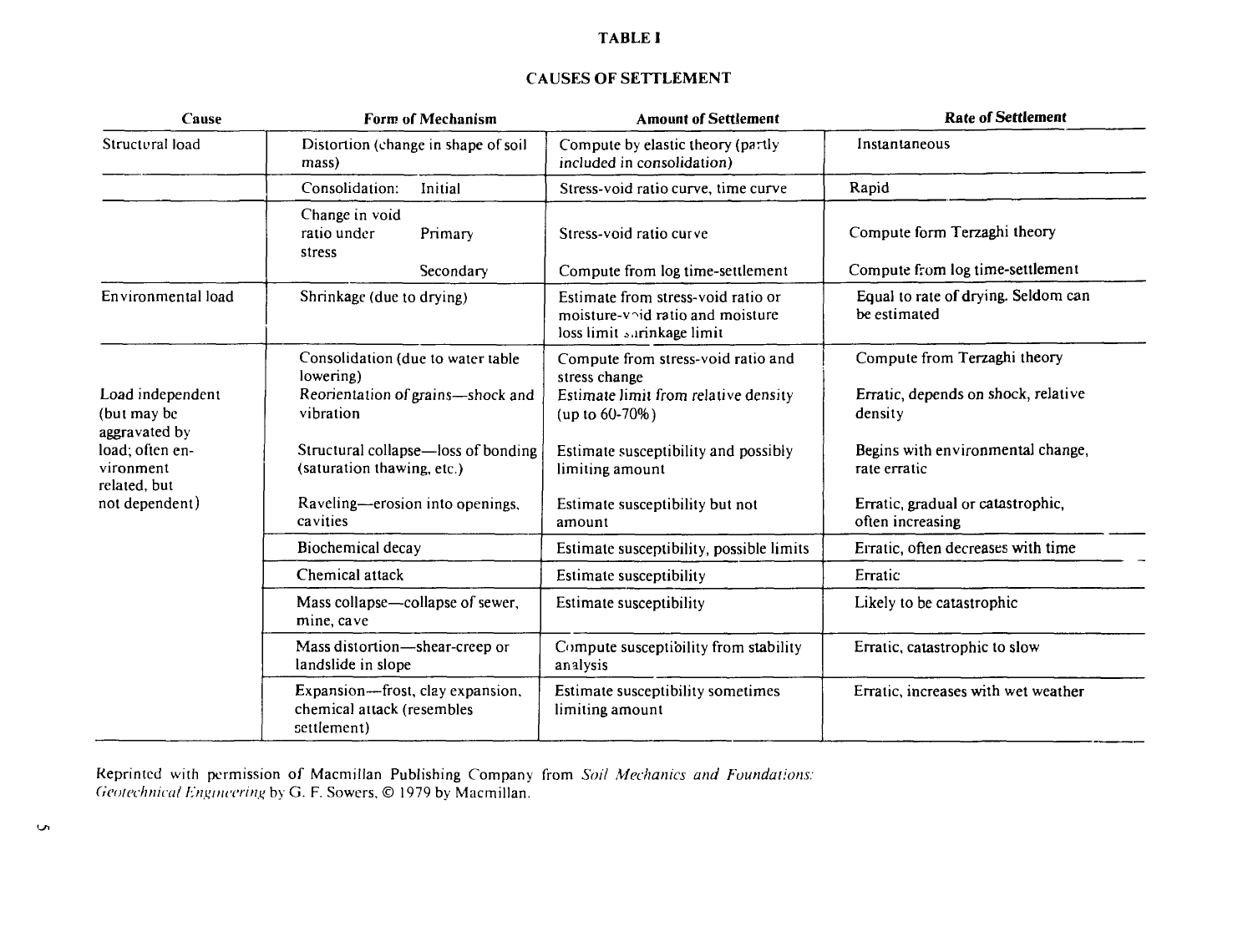**TABLE I**

**CAUSES OF SETTLEMENT**

| Cause | Form of Mechanism | Amount of Settlement | Rate of Settlement |
|---|---|---|---|
| Structural load | Distortion (change in shape of soil mass) | Compute by elastic theory (partly included in consolidation) | Instantaneous |
| | Consolidation: Initial | Stress-void ratio curve, time curve | Rapid |
| | Change in void ratio under stress — Primary | Stress-void ratio curve | Compute form Terzaghi theory |
| | Secondary | Compute from log time-settlement | Compute from log time-settlement |
| Environmental load | Shrinkage (due to drying) | Estimate from stress-void ratio or moisture-void ratio and moisture loss limit shrinkage limit | Equal to rate of drying. Seldom can be estimated |
| Load independent (but may be aggravated by load; often environment related, but not dependent) | Consolidation (due to water table lowering) | Compute from stress-void ratio and stress change | Compute from Terzaghi theory |
| | Reorientation of grains—shock and vibration | Estimate limit from relative density (up to 60-70%) | Erratic, depends on shock, relative density |
| | Structural collapse—loss of bonding (saturation thawing, etc.) | Estimate susceptibility and possibly limiting amount | Begins with environmental change, rate erratic |
| | Raveling—erosion into openings, cavities | Estimate susceptibility but not amount | Erratic, gradual or catastrophic, often increasing |
| | Biochemical decay | Estimate susceptibility, possible limits | Erratic, often decreases with time |
| | Chemical attack | Estimate susceptibility | Erratic |
| | Mass collapse—collapse of sewer, mine, cave | Estimate susceptibility | Likely to be catastrophic |
| | Mass distortion—shear-creep or landslide in slope | Compute susceptibility from stability analysis | Erratic, catastrophic to slow |
| | Expansion—frost, clay expansion, chemical attack (resembles settlement) | Estimate susceptibility sometimes limiting amount | Erratic, increases with wet weather |

Reprinted with permission of Macmillan Publishing Company from *Soil Mechanics and Foundations: Geotechnical Engineering* by G. F. Sowers, © 1979 by Macmillan.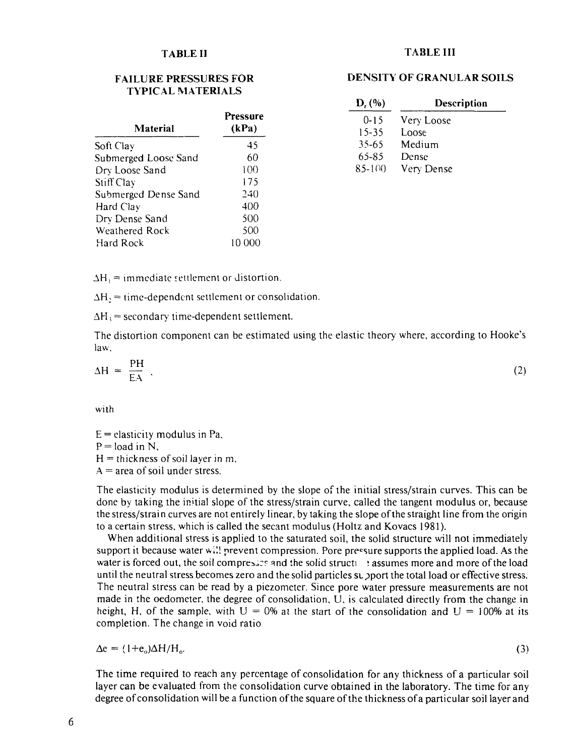**TABLE II**

**FAILURE PRESSURES FOR TYPICAL MATERIALS**

| Material | Pressure (kPa) |
|---|---|
| Soft Clay | 45 |
| Submerged Loose Sand | 60 |
| Dry Loose Sand | 100 |
| Stiff Clay | 175 |
| Submerged Dense Sand | 240 |
| Hard Clay | 400 |
| Dry Dense Sand | 500 |
| Weathered Rock | 500 |
| Hard Rock | 10 000 |

**TABLE III**

**DENSITY OF GRANULAR SOILS**

| $D_r$ (%) | Description |
|---|---|
| 0-15 | Very Loose |
| 15-35 | Loose |
| 35-65 | Medium |
| 65-85 | Dense |
| 85-100 | Very Dense |

$\Delta H_1$ = immediate settlement or distortion.

$\Delta H_2$ = time-dependent settlement or consolidation.

$\Delta H_3$ = secondary time-dependent settlement.

The distortion component can be estimated using the elastic theory where, according to Hooke's law,

$$\Delta H = \frac{PH}{EA}, \tag{2}$$

with

E = elasticity modulus in Pa,
P = load in N,
H = thickness of soil layer in m,
A = area of soil under stress.

The elasticity modulus is determined by the slope of the initial stress/strain curves. This can be done by taking the initial slope of the stress/strain curve, called the tangent modulus or, because the stress/strain curves are not entirely linear, by taking the slope of the straight line from the origin to a certain stress, which is called the secant modulus (Holtz and Kovacs 1981).

When additional stress is applied to the saturated soil, the solid structure will not immediately support it because water will prevent compression. Pore pressure supports the applied load. As the water is forced out, the soil compresses and the solid structure assumes more and more of the load until the neutral stress becomes zero and the solid particles support the total load or effective stress. The neutral stress can be read by a piezometer. Since pore water pressure measurements are not made in the oedometer, the degree of consolidation, U, is calculated directly from the change in height, H, of the sample, with U = 0% at the start of the consolidation and U = 100% at its completion. The change in void ratio

$$\Delta e = (1+e_o)\Delta H/H_o. \tag{3}$$

The time required to reach any percentage of consolidation for any thickness of a particular soil layer can be evaluated from the consolidation curve obtained in the laboratory. The time for any degree of consolidation will be a function of the square of the thickness of a particular soil layer and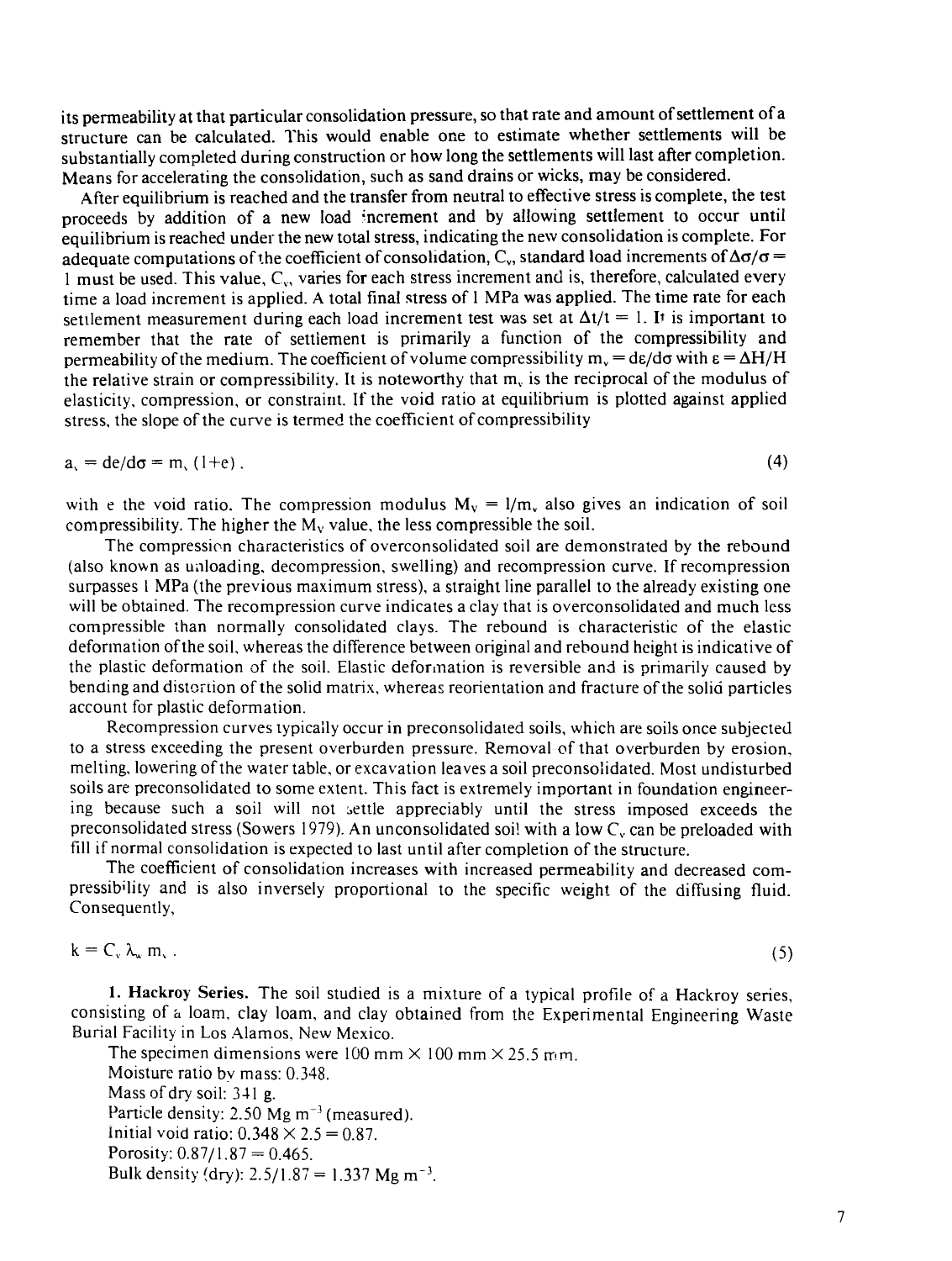its permeability at that particular consolidation pressure, so that rate and amount of settlement of a structure can be calculated. This would enable one to estimate whether settlements will be substantially completed during construction or how long the settlements will last after completion. Means for accelerating the consolidation, such as sand drains or wicks, may be considered.

After equilibrium is reached and the transfer from neutral to effective stress is complete, the test proceeds by addition of a new load increment and by allowing settlement to occur until equilibrium is reached under the new total stress, indicating the new consolidation is complete. For adequate computations of the coefficient of consolidation, $C_v$, standard load increments of $\Delta\sigma/\sigma = 1$ must be used. This value, $C_v$, varies for each stress increment and is, therefore, calculated every time a load increment is applied. A total final stress of 1 MPa was applied. The time rate for each settlement measurement during each load increment test was set at $\Delta t/t = 1$. It is important to remember that the rate of settlement is primarily a function of the compressibility and permeability of the medium. The coefficient of volume compressibility $m_v = d\varepsilon/d\sigma$ with $\varepsilon = \Delta H/H$ the relative strain or compressibility. It is noteworthy that $m_v$ is the reciprocal of the modulus of elasticity, compression, or constraint. If the void ratio at equilibrium is plotted against applied stress, the slope of the curve is termed the coefficient of compressibility

$$a_v = de/d\sigma = m_v\,(1+e)\,, \tag{4}$$

with e the void ratio. The compression modulus $M_V = 1/m_v$ also gives an indication of soil compressibility. The higher the $M_V$ value, the less compressible the soil.

The compression characteristics of overconsolidated soil are demonstrated by the rebound (also known as unloading, decompression, swelling) and recompression curve. If recompression surpasses 1 MPa (the previous maximum stress), a straight line parallel to the already existing one will be obtained. The recompression curve indicates a clay that is overconsolidated and much less compressible than normally consolidated clays. The rebound is characteristic of the elastic deformation of the soil, whereas the difference between original and rebound height is indicative of the plastic deformation of the soil. Elastic deformation is reversible and is primarily caused by bending and distortion of the solid matrix, whereas reorientation and fracture of the solid particles account for plastic deformation.

Recompression curves typically occur in preconsolidated soils, which are soils once subjected to a stress exceeding the present overburden pressure. Removal of that overburden by erosion, melting, lowering of the water table, or excavation leaves a soil preconsolidated. Most undisturbed soils are preconsolidated to some extent. This fact is extremely important in foundation engineering because such a soil will not settle appreciably until the stress imposed exceeds the preconsolidated stress (Sowers 1979). An unconsolidated soil with a low $C_v$ can be preloaded with fill if normal consolidation is expected to last until after completion of the structure.

The coefficient of consolidation increases with increased permeability and decreased compressibility and is also inversely proportional to the specific weight of the diffusing fluid. Consequently,

$$k = C_v\,\lambda_w\,m_v\,. \tag{5}$$

**1. Hackroy Series.** The soil studied is a mixture of a typical profile of a Hackroy series, consisting of a loam, clay loam, and clay obtained from the Experimental Engineering Waste Burial Facility in Los Alamos, New Mexico.

The specimen dimensions were 100 mm × 100 mm × 25.5 mm.
Moisture ratio by mass: 0.348.
Mass of dry soil: 341 g.
Particle density: 2.50 Mg $m^{-3}$ (measured).
Initial void ratio: 0.348 × 2.5 = 0.87.
Porosity: 0.87/1.87 = 0.465.
Bulk density (dry): 2.5/1.87 = 1.337 Mg $m^{-3}$.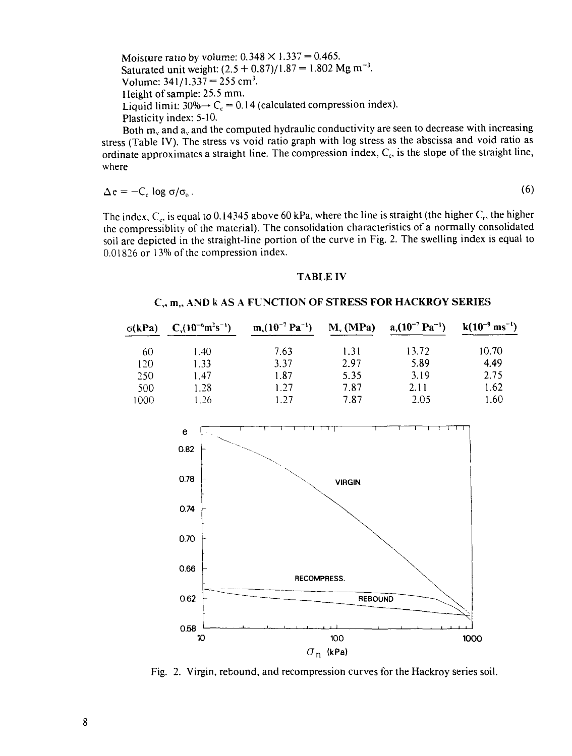Moisture ratio by volume: 0.348 × 1.337 = 0.465.
Saturated unit weight: (2.5 + 0.87)/1.87 = 1.802 Mg $m^{-3}$.
Volume: 341/1.337 = 255 $cm^3$.
Height of sample: 25.5 mm.
Liquid limit: 30%→ $C_c$ = 0.14 (calculated compression index).
Plasticity index: 5-10.

Both $m_v$ and $a_v$ and the computed hydraulic conductivity are seen to decrease with increasing stress (Table IV). The stress vs void ratio graph with log stress as the abscissa and void ratio as ordinate approximates a straight line. The compression index, $C_c$, is the slope of the straight line, where

$$\Delta e = -C_c \log \sigma/\sigma_0 . \tag{6}$$

The index, $C_c$, is equal to 0.14345 above 60 kPa, where the line is straight (the higher $C_c$, the higher the compressiblity of the material). The consolidation characteristics of a normally consolidated soil are depicted in the straight-line portion of the curve in Fig. 2. The swelling index is equal to 0.01826 or 13% of the compression index.

TABLE IV

$C_v$, $m_v$, AND k AS A FUNCTION OF STRESS FOR HACKROY SERIES

| σ(kPa) | $C_v(10^{-6} m^2 s^{-1})$ | $m_v(10^{-7} Pa^{-1})$ | M, (MPa) | $a_v(10^{-7} Pa^{-1})$ | $k(10^{-9} ms^{-1})$ |
|---|---|---|---|---|---|
| 60 | 1.40 | 7.63 | 1.31 | 13.72 | 10.70 |
| 120 | 1.33 | 3.37 | 2.97 | 5.89 | 4.49 |
| 250 | 1.47 | 1.87 | 5.35 | 3.19 | 2.75 |
| 500 | 1.28 | 1.27 | 7.87 | 2.11 | 1.62 |
| 1000 | 1.26 | 1.27 | 7.87 | 2.05 | 1.60 |

Fig. 2. Virgin, rebound, and recompression curves for the Hackroy series soil.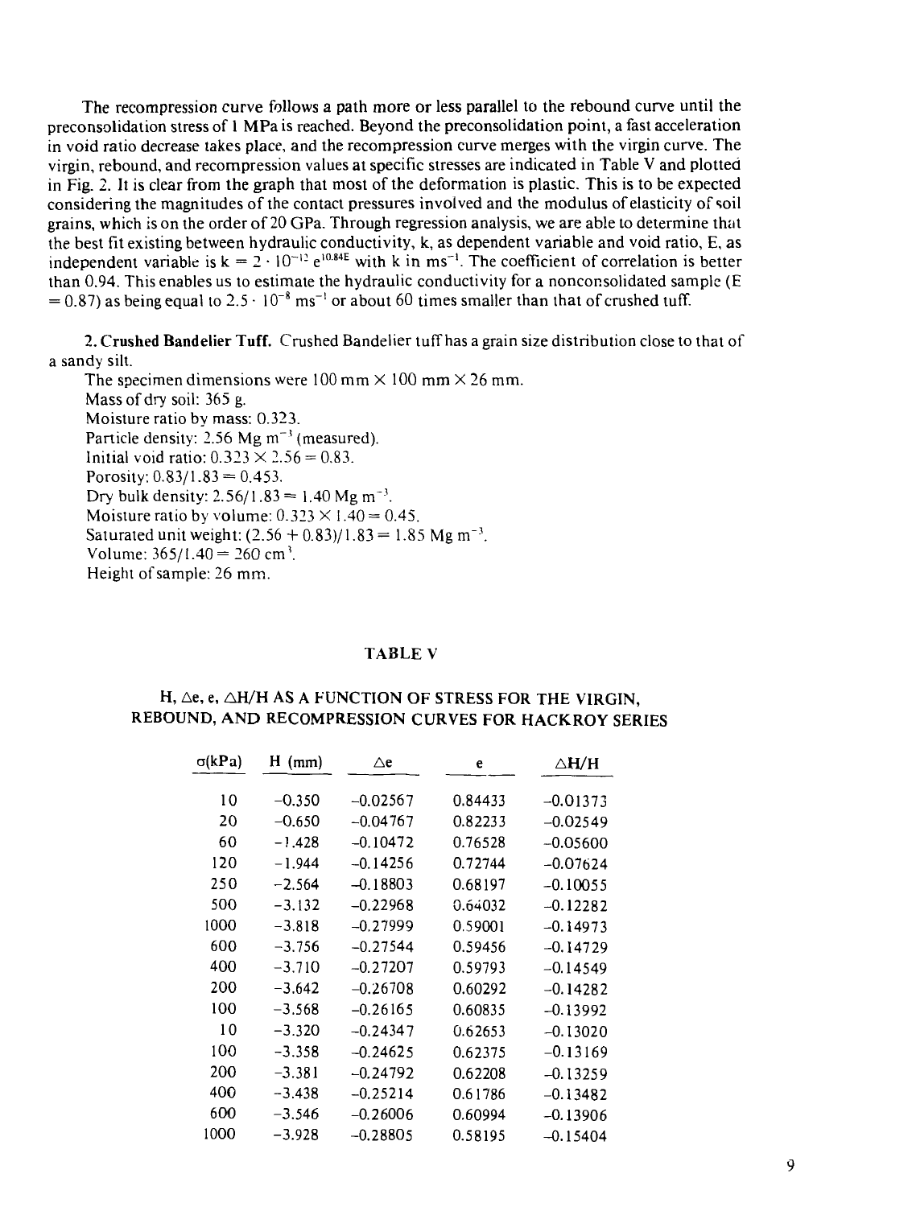The recompression curve follows a path more or less parallel to the rebound curve until the preconsolidation stress of 1 MPa is reached. Beyond the preconsolidation point, a fast acceleration in void ratio decrease takes place, and the recompression curve merges with the virgin curve. The virgin, rebound, and recompression values at specific stresses are indicated in Table V and plotted in Fig. 2. It is clear from the graph that most of the deformation is plastic. This is to be expected considering the magnitudes of the contact pressures involved and the modulus of elasticity of soil grains, which is on the order of 20 GPa. Through regression analysis, we are able to determine that the best fit existing between hydraulic conductivity, k, as dependent variable and void ratio, E, as independent variable is $k = 2 \cdot 10^{-12} e^{10.84E}$ with k in $ms^{-1}$. The coefficient of correlation is better than 0.94. This enables us to estimate the hydraulic conductivity for a nonconsolidated sample (E = 0.87) as being equal to $2.5 \cdot 10^{-8}$ $ms^{-1}$ or about 60 times smaller than that of crushed tuff.

**2. Crushed Bandelier Tuff.** Crushed Bandelier tuff has a grain size distribution close to that of a sandy silt.

The specimen dimensions were 100 mm × 100 mm × 26 mm.
Mass of dry soil: 365 g.
Moisture ratio by mass: 0.323.
Particle density: 2.56 Mg $m^{-3}$ (measured).
Initial void ratio: 0.323 × 2.56 = 0.83.
Porosity: 0.83/1.83 = 0.453.
Dry bulk density: 2.56/1.83 = 1.40 Mg $m^{-3}$.
Moisture ratio by volume: 0.323 × 1.40 = 0.45.
Saturated unit weight: (2.56 + 0.83)/1.83 = 1.85 Mg $m^{-3}$.
Volume: 365/1.40 = 260 $cm^3$.
Height of sample: 26 mm.

### TABLE V

### H, Δe, e, ΔH/H AS A FUNCTION OF STRESS FOR THE VIRGIN, REBOUND, AND RECOMPRESSION CURVES FOR HACKROY SERIES

| σ(kPa) | H (mm) | Δe | e | ΔH/H |
|---|---|---|---|---|
| 10 | −0.350 | −0.02567 | 0.84433 | −0.01373 |
| 20 | −0.650 | −0.04767 | 0.82233 | −0.02549 |
| 60 | −1.428 | −0.10472 | 0.76528 | −0.05600 |
| 120 | −1.944 | −0.14256 | 0.72744 | −0.07624 |
| 250 | −2.564 | −0.18803 | 0.68197 | −0.10055 |
| 500 | −3.132 | −0.22968 | 0.64032 | −0.12282 |
| 1000 | −3.818 | −0.27999 | 0.59001 | −0.14973 |
| 600 | −3.756 | −0.27544 | 0.59456 | −0.14729 |
| 400 | −3.710 | −0.27207 | 0.59793 | −0.14549 |
| 200 | −3.642 | −0.26708 | 0.60292 | −0.14282 |
| 100 | −3.568 | −0.26165 | 0.60835 | −0.13992 |
| 10 | −3.320 | −0.24347 | 0.62653 | −0.13020 |
| 100 | −3.358 | −0.24625 | 0.62375 | −0.13169 |
| 200 | −3.381 | −0.24792 | 0.62208 | −0.13259 |
| 400 | −3.438 | −0.25214 | 0.61786 | −0.13482 |
| 600 | −3.546 | −0.26006 | 0.60994 | −0.13906 |
| 1000 | −3.928 | −0.28805 | 0.58195 | −0.15404 |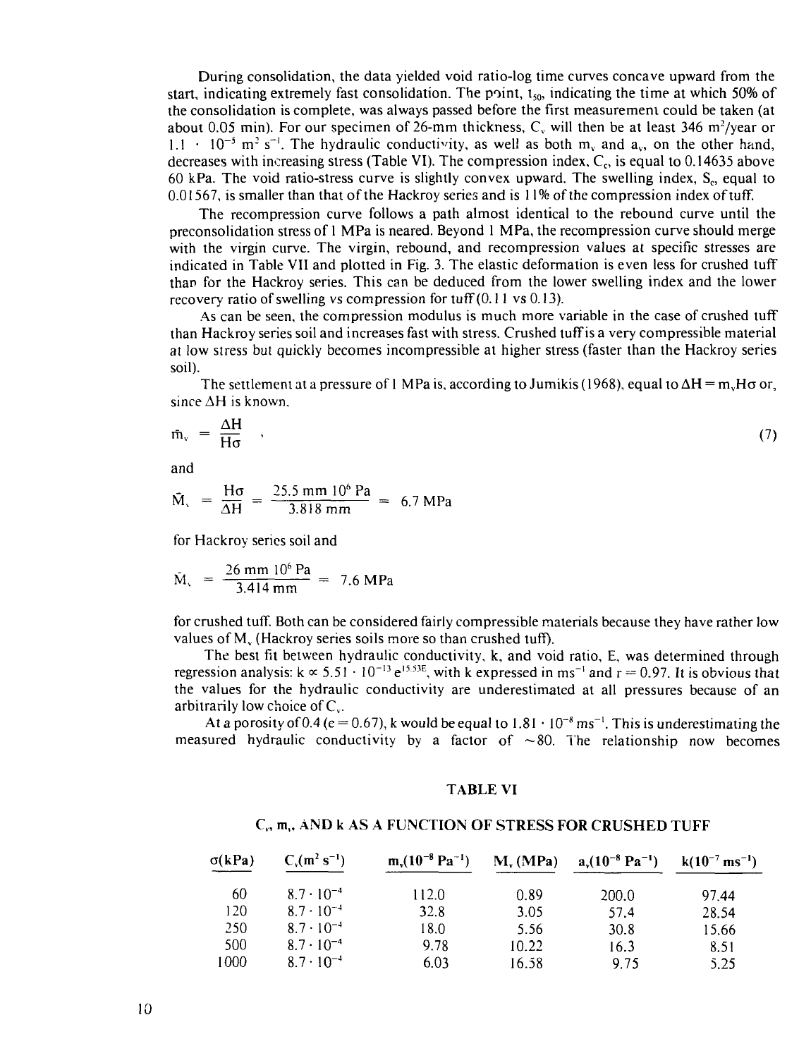During consolidation, the data yielded void ratio-log time curves concave upward from the start, indicating extremely fast consolidation. The point, $t_{50}$, indicating the time at which 50% of the consolidation is complete, was always passed before the first measurement could be taken (at about 0.05 min). For our specimen of 26-mm thickness, $C_v$ will then be at least 346 $m^2$/year or $1.1 \cdot 10^{-5}$ $m^2$ $s^{-1}$. The hydraulic conductivity, as well as both $m_v$ and $a_v$, on the other hand, decreases with increasing stress (Table VI). The compression index, $C_c$, is equal to 0.14635 above 60 kPa. The void ratio-stress curve is slightly convex upward. The swelling index, $S_c$, equal to 0.01567, is smaller than that of the Hackroy series and is 11% of the compression index of tuff.

The recompression curve follows a path almost identical to the rebound curve until the preconsolidation stress of 1 MPa is neared. Beyond 1 MPa, the recompression curve should merge with the virgin curve. The virgin, rebound, and recompression values at specific stresses are indicated in Table VII and plotted in Fig. 3. The elastic deformation is even less for crushed tuff than for the Hackroy series. This can be deduced from the lower swelling index and the lower recovery ratio of swelling vs compression for tuff (0.11 vs 0.13).

As can be seen, the compression modulus is much more variable in the case of crushed tuff than Hackroy series soil and increases fast with stress. Crushed tuff is a very compressible material at low stress but quickly becomes incompressible at higher stress (faster than the Hackroy series soil).

The settlement at a pressure of 1 MPa is, according to Jumikis (1968), equal to $\Delta H = m_v H \sigma$ or, since $\Delta H$ is known,

$$\bar{m}_v = \frac{\Delta H}{H\sigma} \quad , \tag{7}$$

and

$$\bar{M}_v = \frac{H\sigma}{\Delta H} = \frac{25.5 \text{ mm } 10^6 \text{ Pa}}{3.818 \text{ mm}} = 6.7 \text{ MPa}$$

for Hackroy series soil and

$$\bar{M}_v = \frac{26 \text{ mm } 10^6 \text{ Pa}}{3.414 \text{ mm}} = 7.6 \text{ MPa}$$

for crushed tuff. Both can be considered fairly compressible materials because they have rather low values of $M_v$ (Hackroy series soils more so than crushed tuff).

The best fit between hydraulic conductivity, k, and void ratio, E, was determined through regression analysis: $k \propto 5.51 \cdot 10^{-13} e^{15.53E}$, with k expressed in $ms^{-1}$ and $r = 0.97$. It is obvious that the values for the hydraulic conductivity are underestimated at all pressures because of an arbitrarily low choice of $C_v$.

At a porosity of 0.4 ($e = 0.67$), k would be equal to $1.81 \cdot 10^{-8}$ $ms^{-1}$. This is underestimating the measured hydraulic conductivity by a factor of ~80. The relationship now becomes

TABLE VI

$C_v$, $m_v$, AND k AS A FUNCTION OF STRESS FOR CRUSHED TUFF

| σ(kPa) | $C_v$($m^2$ $s^{-1}$) | $m_v$($10^{-8}$ $Pa^{-1}$) | $M_v$ (MPa) | $a_v$($10^{-8}$ $Pa^{-1}$) | k($10^{-7}$ $ms^{-1}$) |
|---|---|---|---|---|---|
| 60 | $8.7 \cdot 10^{-4}$ | 112.0 | 0.89 | 200.0 | 97.44 |
| 120 | $8.7 \cdot 10^{-4}$ | 32.8 | 3.05 | 57.4 | 28.54 |
| 250 | $8.7 \cdot 10^{-4}$ | 18.0 | 5.56 | 30.8 | 15.66 |
| 500 | $8.7 \cdot 10^{-4}$ | 9.78 | 10.22 | 16.3 | 8.51 |
| 1000 | $8.7 \cdot 10^{-4}$ | 6.03 | 16.58 | 9.75 | 5.25 |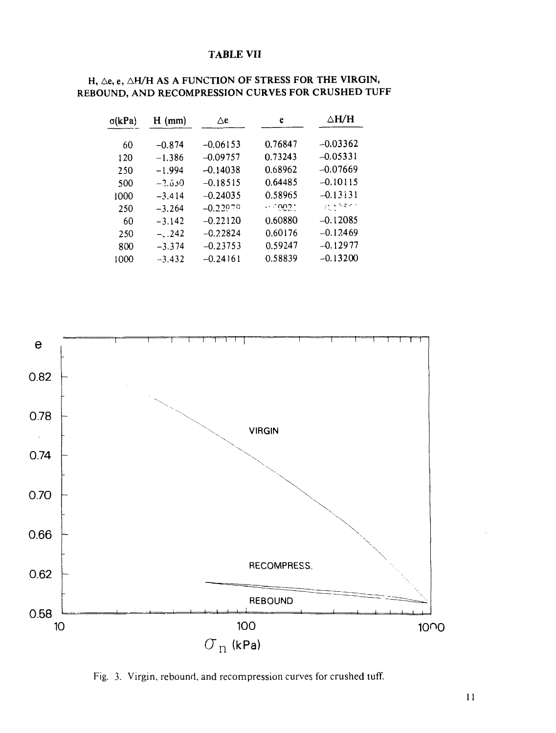# TABLE VII

## H, Δe, e, ΔH/H AS A FUNCTION OF STRESS FOR THE VIRGIN, REBOUND, AND RECOMPRESSION CURVES FOR CRUSHED TUFF

| σ(kPa) | H (mm) | Δe | e | ΔH/H |
|---|---|---|---|---|
| 60 | −0.874 | −0.06153 | 0.76847 | −0.03362 |
| 120 | −1.386 | −0.09757 | 0.73243 | −0.05331 |
| 250 | −1.994 | −0.14038 | 0.68962 | −0.07669 |
| 500 | −2.630 | −0.18515 | 0.64485 | −0.10115 |
| 1000 | −3.414 | −0.24035 | 0.58965 | −0.13131 |
| 250 | −3.264 | −0.22979 | 0.60021 | −0.12556 |
| 60 | −3.142 | −0.22120 | 0.60880 | −0.12085 |
| 250 | −3.242 | −0.22824 | 0.60176 | −0.12469 |
| 800 | −3.374 | −0.23753 | 0.59247 | −0.12977 |
| 1000 | −3.432 | −0.24161 | 0.58839 | −0.13200 |

Fig. 3. Virgin, rebound, and recompression curves for crushed tuff.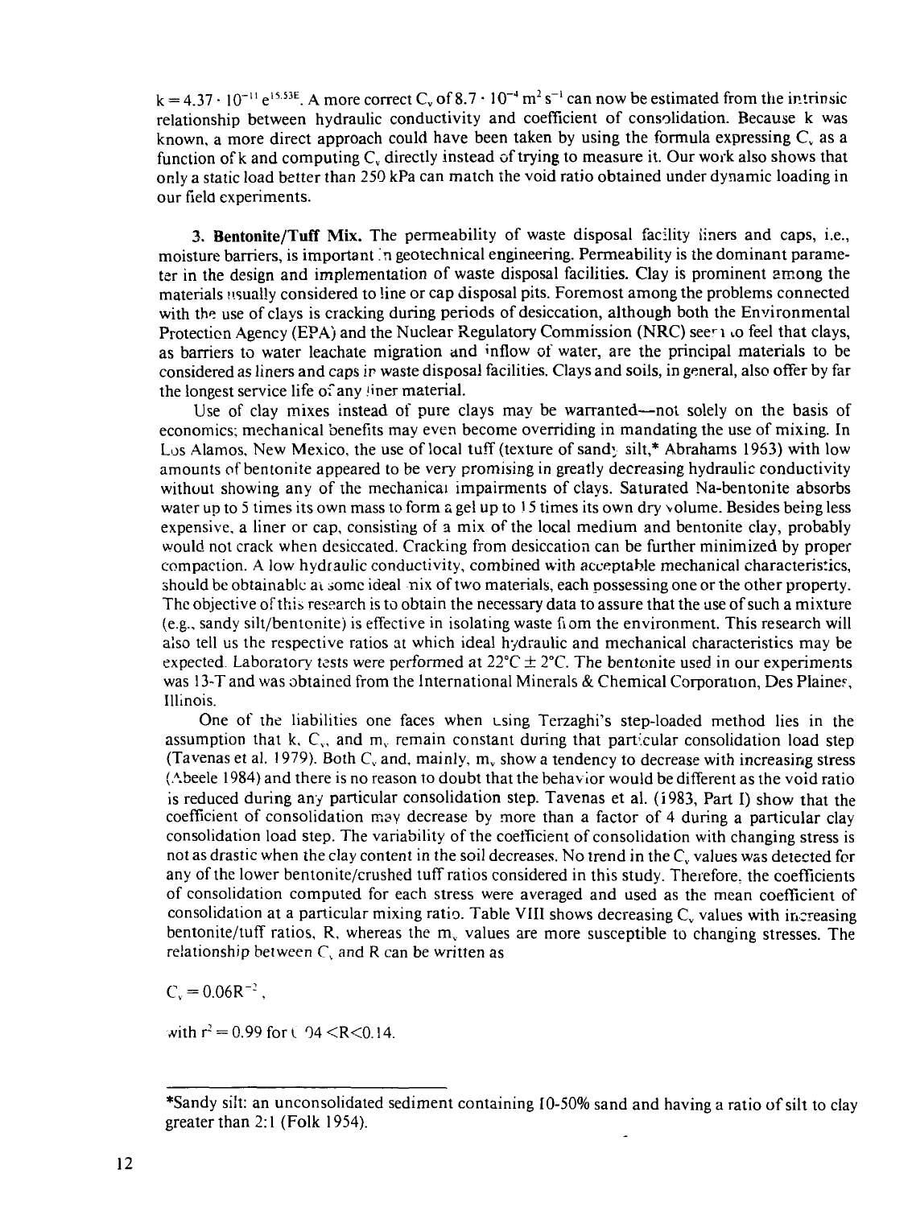$k = 4.37 \cdot 10^{-11} e^{15.53E}$. A more correct $C_v$ of $8.7 \cdot 10^{-4}$ m$^2$ s$^{-1}$ can now be estimated from the intrinsic relationship between hydraulic conductivity and coefficient of consolidation. Because k was known, a more direct approach could have been taken by using the formula expressing $C_v$ as a function of k and computing $C_v$ directly instead of trying to measure it. Our work also shows that only a static load better than 250 kPa can match the void ratio obtained under dynamic loading in our field experiments.

**3. Bentonite/Tuff Mix.** The permeability of waste disposal facility liners and caps, i.e., moisture barriers, is important in geotechnical engineering. Permeability is the dominant parameter in the design and implementation of waste disposal facilities. Clay is prominent among the materials usually considered to line or cap disposal pits. Foremost among the problems connected with the use of clays is cracking during periods of desiccation, although both the Environmental Protection Agency (EPA) and the Nuclear Regulatory Commission (NRC) seem to feel that clays, as barriers to water leachate migration and inflow of water, are the principal materials to be considered as liners and caps in waste disposal facilities. Clays and soils, in general, also offer by far the longest service life of any liner material.

Use of clay mixes instead of pure clays may be warranted—not solely on the basis of economics; mechanical benefits may even become overriding in mandating the use of mixing. In Los Alamos, New Mexico, the use of local tuff (texture of sandy silt,* Abrahams 1963) with low amounts of bentonite appeared to be very promising in greatly decreasing hydraulic conductivity without showing any of the mechanical impairments of clays. Saturated Na-bentonite absorbs water up to 5 times its own mass to form a gel up to 15 times its own dry volume. Besides being less expensive, a liner or cap, consisting of a mix of the local medium and bentonite clay, probably would not crack when desiccated. Cracking from desiccation can be further minimized by proper compaction. A low hydraulic conductivity, combined with acceptable mechanical characteristics, should be obtainable at some ideal mix of two materials, each possessing one or the other property. The objective of this research is to obtain the necessary data to assure that the use of such a mixture (e.g., sandy silt/bentonite) is effective in isolating waste from the environment. This research will also tell us the respective ratios at which ideal hydraulic and mechanical characteristics may be expected. Laboratory tests were performed at 22°C ± 2°C. The bentonite used in our experiments was 13-T and was obtained from the International Minerals & Chemical Corporation, Des Plaines, Illinois.

One of the liabilities one faces when using Terzaghi's step-loaded method lies in the assumption that k, $C_v$, and $m_v$ remain constant during that particular consolidation load step (Tavenas et al. 1979). Both $C_v$ and, mainly, $m_v$ show a tendency to decrease with increasing stress (Abeele 1984) and there is no reason to doubt that the behavior would be different as the void ratio is reduced during any particular consolidation step. Tavenas et al. (1983, Part I) show that the coefficient of consolidation may decrease by more than a factor of 4 during a particular clay consolidation load step. The variability of the coefficient of consolidation with changing stress is not as drastic when the clay content in the soil decreases. No trend in the $C_v$ values was detected for any of the lower bentonite/crushed tuff ratios considered in this study. Therefore, the coefficients of consolidation computed for each stress were averaged and used as the mean coefficient of consolidation at a particular mixing ratio. Table VIII shows decreasing $C_v$ values with increasing bentonite/tuff ratios, R, whereas the $m_v$ values are more susceptible to changing stresses. The relationship between $C_v$ and R can be written as

$$C_v = 0.06R^{-2},$$

with $r^2 = 0.99$ for $0.04 < R < 0.14$.

---

*Sandy silt: an unconsolidated sediment containing 10-50% sand and having a ratio of silt to clay greater than 2:1 (Folk 1954).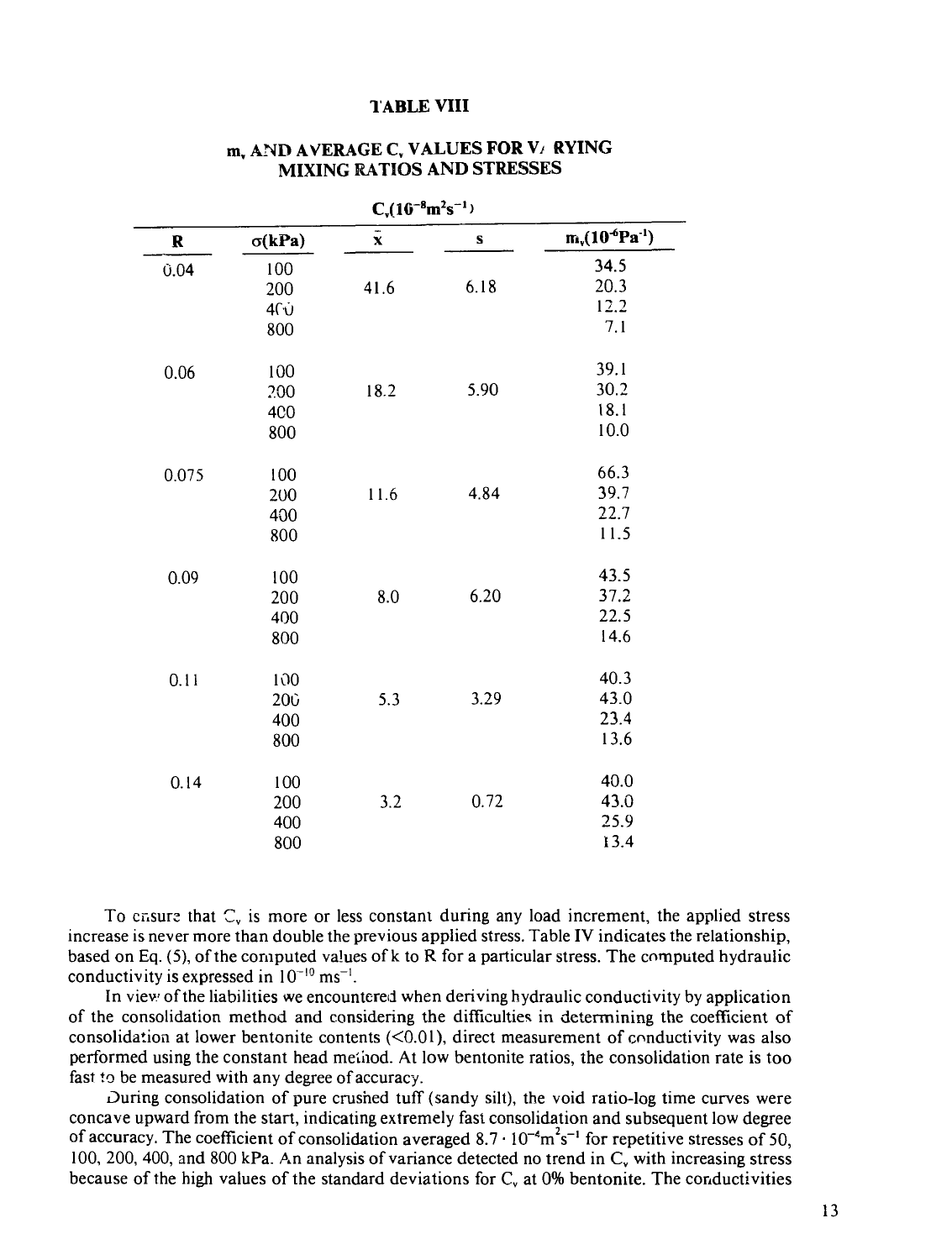**TABLE VIII**

**$m_v$ AND AVERAGE $C_v$ VALUES FOR VARYING MIXING RATIOS AND STRESSES**

| R | σ(kPa) | $C_v(10^{-8}m^2s^{-1})$ $\bar{x}$ | s | $m_v(10^{-6}Pa^{-1})$ |
|---|---|---|---|---|
| 0.04 | 100 | | | 34.5 |
| | 200 | 41.6 | 6.18 | 20.3 |
| | 400 | | | 12.2 |
| | 800 | | | 7.1 |
| 0.06 | 100 | | | 39.1 |
| | 200 | 18.2 | 5.90 | 30.2 |
| | 400 | | | 18.1 |
| | 800 | | | 10.0 |
| 0.075 | 100 | | | 66.3 |
| | 200 | 11.6 | 4.84 | 39.7 |
| | 400 | | | 22.7 |
| | 800 | | | 11.5 |
| 0.09 | 100 | | | 43.5 |
| | 200 | 8.0 | 6.20 | 37.2 |
| | 400 | | | 22.5 |
| | 800 | | | 14.6 |
| 0.11 | 100 | | | 40.3 |
| | 200 | 5.3 | 3.29 | 43.0 |
| | 400 | | | 23.4 |
| | 800 | | | 13.6 |
| 0.14 | 100 | | | 40.0 |
| | 200 | 3.2 | 0.72 | 43.0 |
| | 400 | | | 25.9 |
| | 800 | | | 13.4 |

To ensure that $C_v$ is more or less constant during any load increment, the applied stress increase is never more than double the previous applied stress. Table IV indicates the relationship, based on Eq. (5), of the computed values of k to R for a particular stress. The computed hydraulic conductivity is expressed in $10^{-10}$ $ms^{-1}$.

In view of the liabilities we encountered when deriving hydraulic conductivity by application of the consolidation method and considering the difficulties in determining the coefficient of consolidation at lower bentonite contents (<0.01), direct measurement of conductivity was also performed using the constant head method. At low bentonite ratios, the consolidation rate is too fast to be measured with any degree of accuracy.

During consolidation of pure crushed tuff (sandy silt), the void ratio-log time curves were concave upward from the start, indicating extremely fast consolidation and subsequent low degree of accuracy. The coefficient of consolidation averaged $8.7 \cdot 10^{-4}m^2s^{-1}$ for repetitive stresses of 50, 100, 200, 400, and 800 kPa. An analysis of variance detected no trend in $C_v$ with increasing stress because of the high values of the standard deviations for $C_v$ at 0% bentonite. The conductivities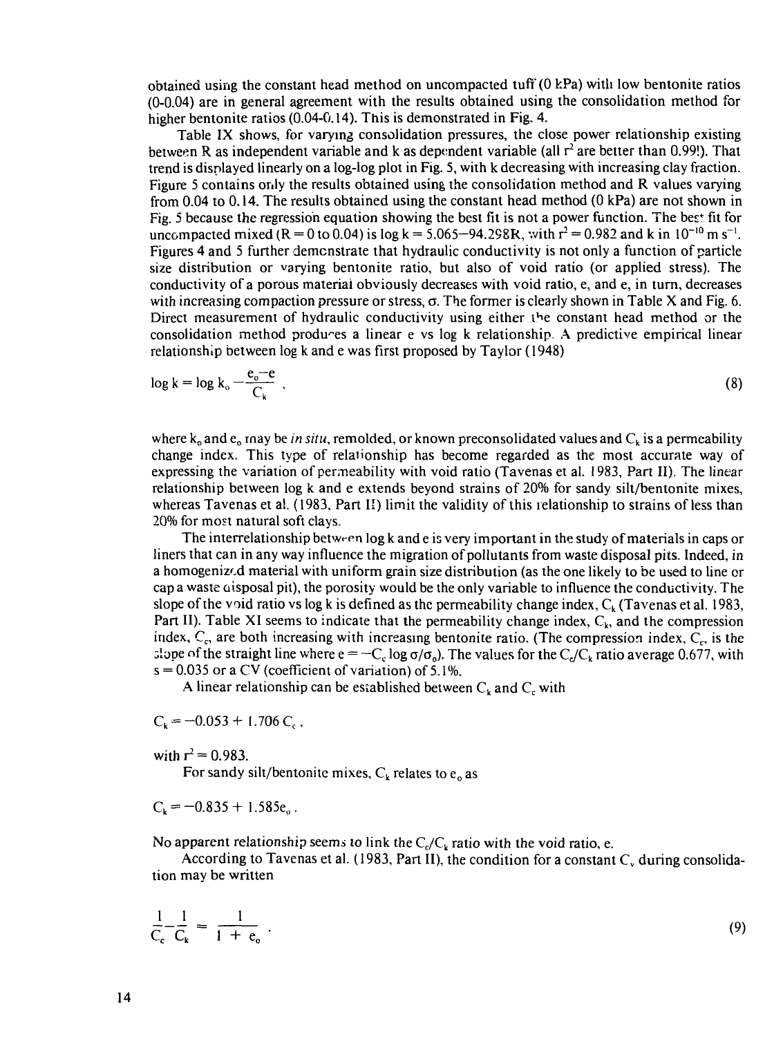obtained using the constant head method on uncompacted tuff (0 kPa) with low bentonite ratios (0-0.04) are in general agreement with the results obtained using the consolidation method for higher bentonite ratios (0.04-0.14). This is demonstrated in Fig. 4.

Table IX shows, for varying consolidation pressures, the close power relationship existing between R as independent variable and k as dependent variable (all $r^2$ are better than 0.99!). That trend is displayed linearly on a log-log plot in Fig. 5, with k decreasing with increasing clay fraction. Figure 5 contains only the results obtained using the consolidation method and R values varying from 0.04 to 0.14. The results obtained using the constant head method (0 kPa) are not shown in Fig. 5 because the regression equation showing the best fit is not a power function. The best fit for uncompacted mixed (R = 0 to 0.04) is log k = 5.065−94.298R, with $r^2 = 0.982$ and k in $10^{-10}$ m $s^{-1}$. Figures 4 and 5 further demonstrate that hydraulic conductivity is not only a function of particle size distribution or varying bentonite ratio, but also of void ratio (or applied stress). The conductivity of a porous material obviously decreases with void ratio, e, and e, in turn, decreases with increasing compaction pressure or stress, σ. The former is clearly shown in Table X and Fig. 6. Direct measurement of hydraulic conductivity using either the constant head method or the consolidation method produces a linear e vs log k relationship. A predictive empirical linear relationship between log k and e was first proposed by Taylor (1948)

$$\log k = \log k_o - \frac{e_o - e}{C_k}, \tag{8}$$

where $k_o$ and $e_o$ may be *in situ*, remolded, or known preconsolidated values and $C_k$ is a permeability change index. This type of relationship has become regarded as the most accurate way of expressing the variation of permeability with void ratio (Tavenas et al. 1983, Part II). The linear relationship between log k and e extends beyond strains of 20% for sandy silt/bentonite mixes, whereas Tavenas et al. (1983, Part II) limit the validity of this relationship to strains of less than 20% for most natural soft clays.

The interrelationship between log k and e is very important in the study of materials in caps or liners that can in any way influence the migration of pollutants from waste disposal pits. Indeed, in a homogenized material with uniform grain size distribution (as the one likely to be used to line or cap a waste disposal pit), the porosity would be the only variable to influence the conductivity. The slope of the void ratio vs log k is defined as the permeability change index, $C_k$ (Tavenas et al. 1983, Part II). Table XI seems to indicate that the permeability change index, $C_k$, and the compression index, $C_c$, are both increasing with increasing bentonite ratio. (The compression index, $C_c$, is the slope of the straight line where $e = -C_c \log \sigma/\sigma_o$). The values for the $C_c/C_k$ ratio average 0.677, with s = 0.035 or a CV (coefficient of variation) of 5.1%.

A linear relationship can be established between $C_k$ and $C_c$ with

$$C_k = -0.053 + 1.706\, C_c ,$$

with $r^2 = 0.983$.

For sandy silt/bentonite mixes, $C_k$ relates to $e_o$ as

$$C_k = -0.835 + 1.585 e_o .$$

No apparent relationship seems to link the $C_c/C_k$ ratio with the void ratio, e.

According to Tavenas et al. (1983, Part II), the condition for a constant $C_v$ during consolidation may be written

$$\frac{1}{C_c} - \frac{1}{C_k} = \frac{1}{1 + e_o} . \tag{9}$$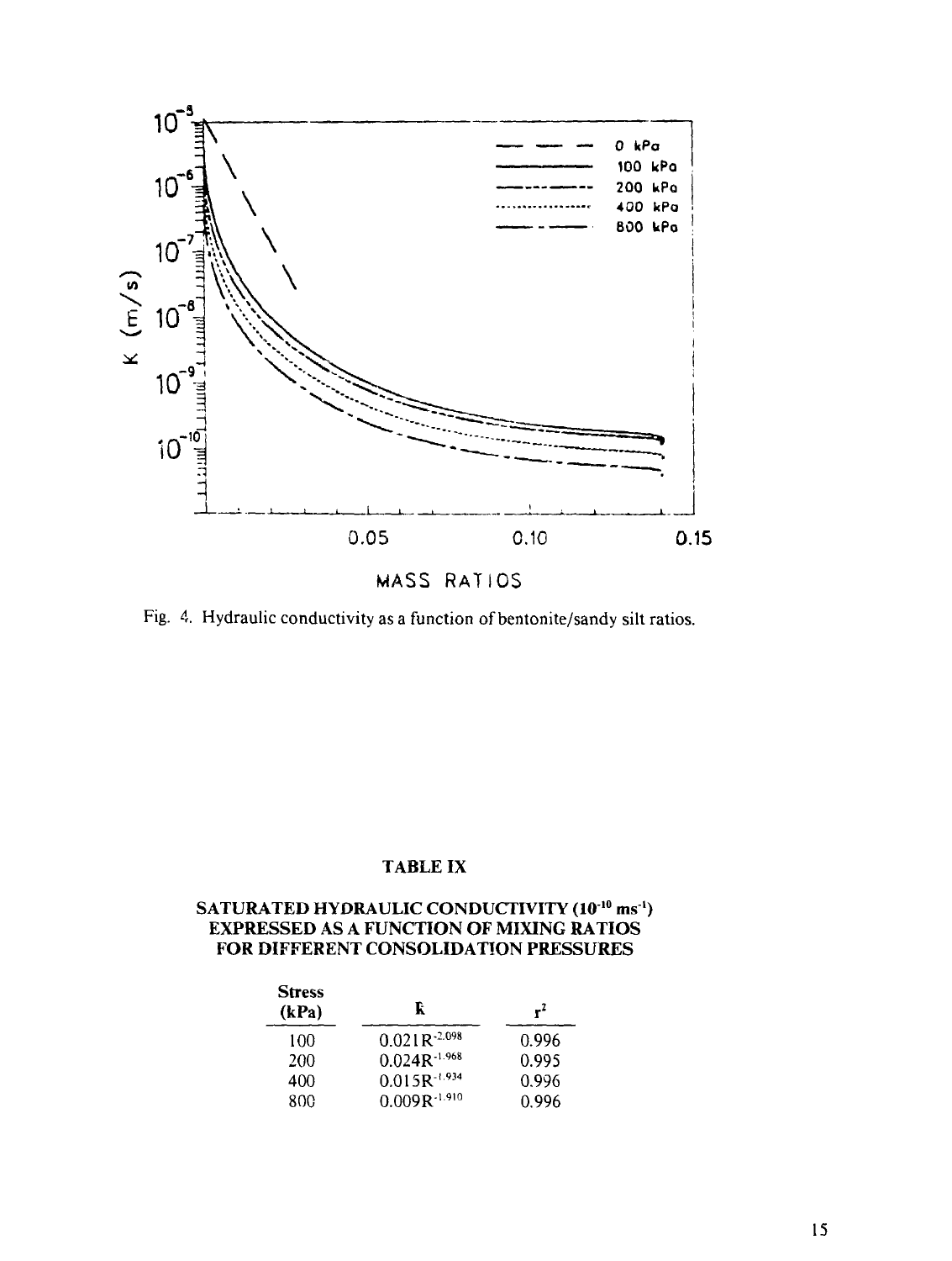Fig. 4. Hydraulic conductivity as a function of bentonite/sandy silt ratios.

### TABLE IX

### SATURATED HYDRAULIC CONDUCTIVITY ($10^{-10}$ $ms^{-1}$) EXPRESSED AS A FUNCTION OF MIXING RATIOS FOR DIFFERENT CONSOLIDATION PRESSURES

| Stress (kPa) | K | $r^2$ |
|---|---|---|
| 100 | $0.021R^{-2.098}$ | 0.996 |
| 200 | $0.024R^{-1.968}$ | 0.995 |
| 400 | $0.015R^{-1.934}$ | 0.996 |
| 800 | $0.009R^{-1.910}$ | 0.996 |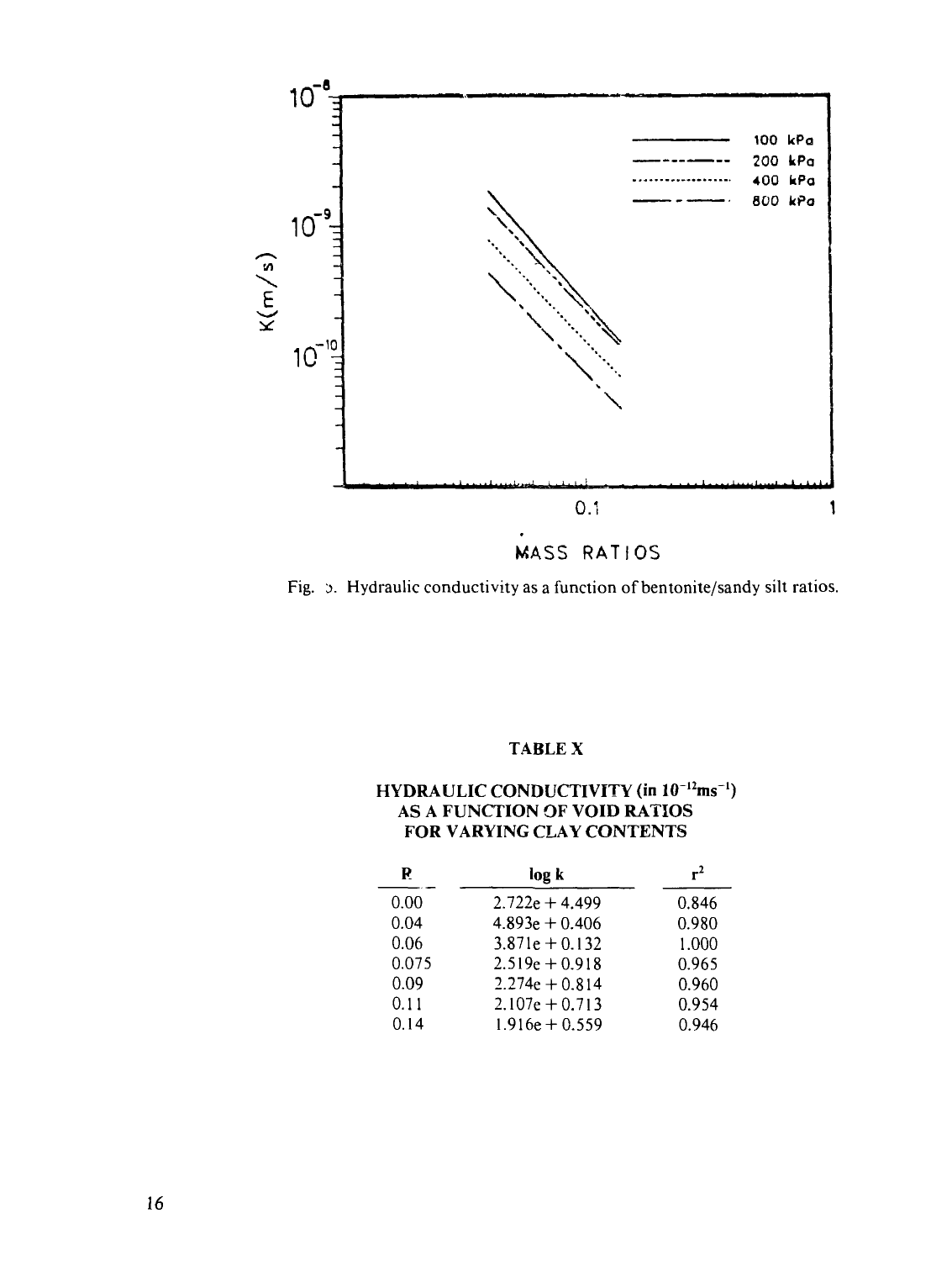Fig. 5. Hydraulic conductivity as a function of bentonite/sandy silt ratios.

**TABLE X**

**HYDRAULIC CONDUCTIVITY (in $10^{-12}ms^{-1}$) AS A FUNCTION OF VOID RATIOS FOR VARYING CLAY CONTENTS**

| R | log k | $r^2$ |
|---|---|---|
| 0.00 | 2.722e + 4.499 | 0.846 |
| 0.04 | 4.893e + 0.406 | 0.980 |
| 0.06 | 3.871e + 0.132 | 1.000 |
| 0.075 | 2.519e + 0.918 | 0.965 |
| 0.09 | 2.274e + 0.814 | 0.960 |
| 0.11 | 2.107e + 0.713 | 0.954 |
| 0.14 | 1.916e + 0.559 | 0.946 |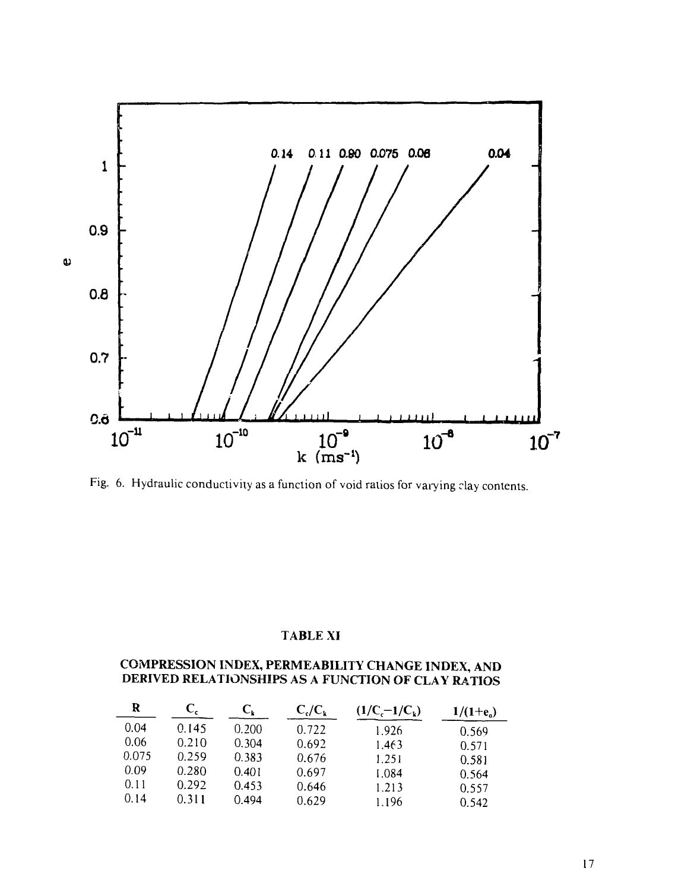Fig. 6. Hydraulic conductivity as a function of void ratios for varying clay contents.

## TABLE XI

### COMPRESSION INDEX, PERMEABILITY CHANGE INDEX, AND DERIVED RELATIONSHIPS AS A FUNCTION OF CLAY RATIOS

| R | $C_c$ | $C_k$ | $C_c/C_k$ | $(1/C_c - 1/C_k)$ | $1/(1+e_o)$ |
|---|---|---|---|---|---|
| 0.04 | 0.145 | 0.200 | 0.722 | 1.926 | 0.569 |
| 0.06 | 0.210 | 0.304 | 0.692 | 1.463 | 0.571 |
| 0.075 | 0.259 | 0.383 | 0.676 | 1.251 | 0.581 |
| 0.09 | 0.280 | 0.401 | 0.697 | 1.084 | 0.564 |
| 0.11 | 0.292 | 0.453 | 0.646 | 1.213 | 0.557 |
| 0.14 | 0.311 | 0.494 | 0.629 | 1.196 | 0.542 |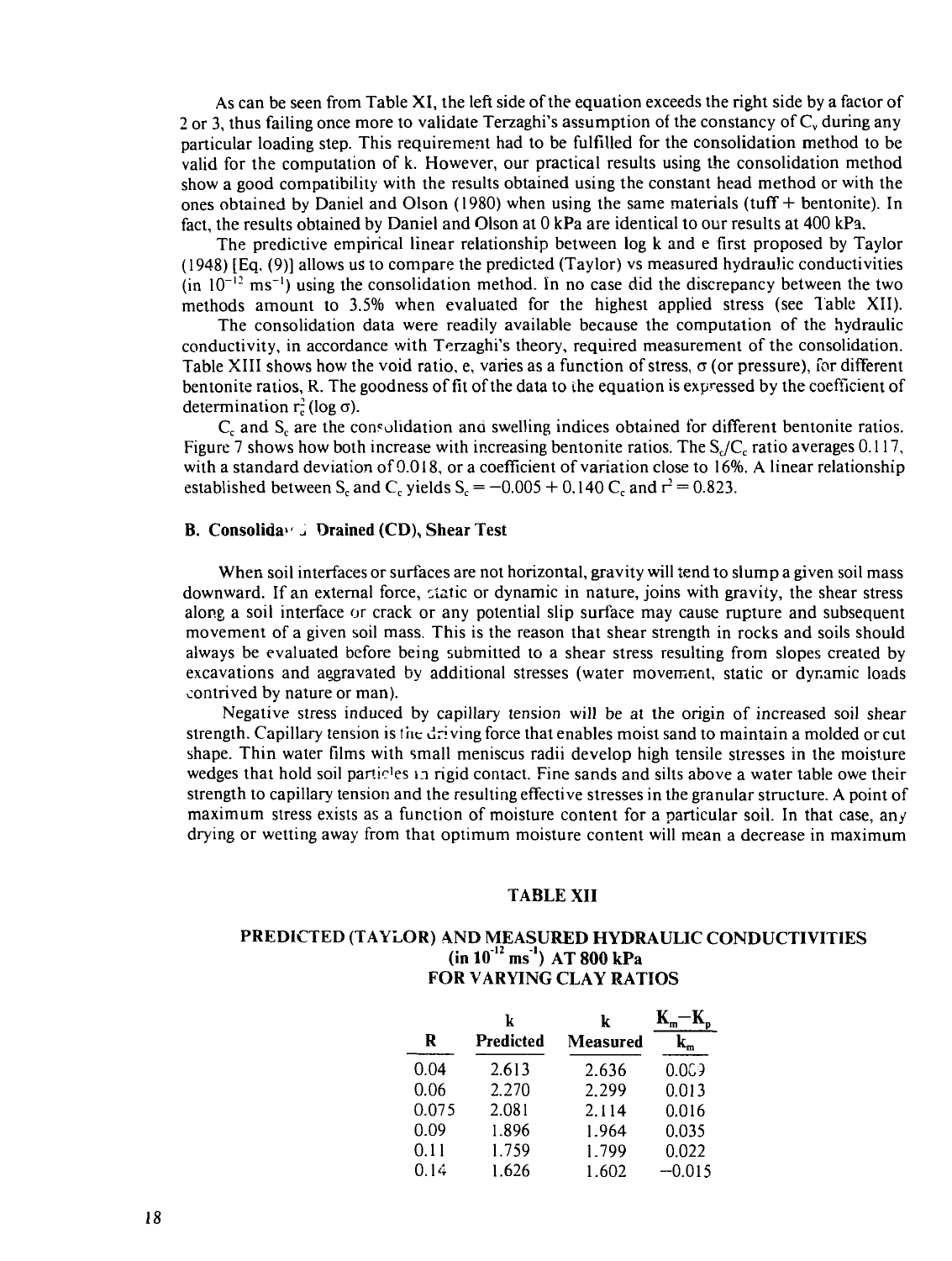As can be seen from Table XI, the left side of the equation exceeds the right side by a factor of 2 or 3, thus failing once more to validate Terzaghi's assumption of the constancy of $C_v$ during any particular loading step. This requirement had to be fulfilled for the consolidation method to be valid for the computation of k. However, our practical results using the consolidation method show a good compatibility with the results obtained using the constant head method or with the ones obtained by Daniel and Olson (1980) when using the same materials (tuff + bentonite). In fact, the results obtained by Daniel and Olson at 0 kPa are identical to our results at 400 kPa.

The predictive empirical linear relationship between log k and e first proposed by Taylor (1948) [Eq. (9)] allows us to compare the predicted (Taylor) vs measured hydraulic conductivities (in $10^{-12}$ $ms^{-1}$) using the consolidation method. In no case did the discrepancy between the two methods amount to 3.5% when evaluated for the highest applied stress (see Table XII).

The consolidation data were readily available because the computation of the hydraulic conductivity, in accordance with Terzaghi's theory, required measurement of the consolidation. Table XIII shows how the void ratio, e, varies as a function of stress, $\sigma$ (or pressure), for different bentonite ratios, R. The goodness of fit of the data to the equation is expressed by the coefficient of determination $r_e^2$ (log $\sigma$).

$C_c$ and $S_c$ are the consolidation and swelling indices obtained for different bentonite ratios. Figure 7 shows how both increase with increasing bentonite ratios. The $S_c/C_c$ ratio averages 0.117, with a standard deviation of 0.018, or a coefficient of variation close to 16%. A linear relationship established between $S_c$ and $C_c$ yields $S_c = -0.005 + 0.140\ C_c$ and $r^2 = 0.823$.

### B. Consolidated Drained (CD), Shear Test

When soil interfaces or surfaces are not horizontal, gravity will tend to slump a given soil mass downward. If an external force, static or dynamic in nature, joins with gravity, the shear stress along a soil interface or crack or any potential slip surface may cause rupture and subsequent movement of a given soil mass. This is the reason that shear strength in rocks and soils should always be evaluated before being submitted to a shear stress resulting from slopes created by excavations and aggravated by additional stresses (water movement, static or dynamic loads contrived by nature or man).

Negative stress induced by capillary tension will be at the origin of increased soil shear strength. Capillary tension is the driving force that enables moist sand to maintain a molded or cut shape. Thin water films with small meniscus radii develop high tensile stresses in the moisture wedges that hold soil particles in rigid contact. Fine sands and silts above a water table owe their strength to capillary tension and the resulting effective stresses in the granular structure. A point of maximum stress exists as a function of moisture content for a particular soil. In that case, any drying or wetting away from that optimum moisture content will mean a decrease in maximum

**TABLE XII**

**PREDICTED (TAYLOR) AND MEASURED HYDRAULIC CONDUCTIVITIES (in $10^{-12}$ $ms^{-1}$) AT 800 kPa FOR VARYING CLAY RATIOS**

| R | k Predicted | k Measured | $\frac{K_m - K_p}{k_m}$ |
|---|---|---|---|
| 0.04 | 2.613 | 2.636 | 0.009 |
| 0.06 | 2.270 | 2.299 | 0.013 |
| 0.075 | 2.081 | 2.114 | 0.016 |
| 0.09 | 1.896 | 1.964 | 0.035 |
| 0.11 | 1.759 | 1.799 | 0.022 |
| 0.14 | 1.626 | 1.602 | −0.015 |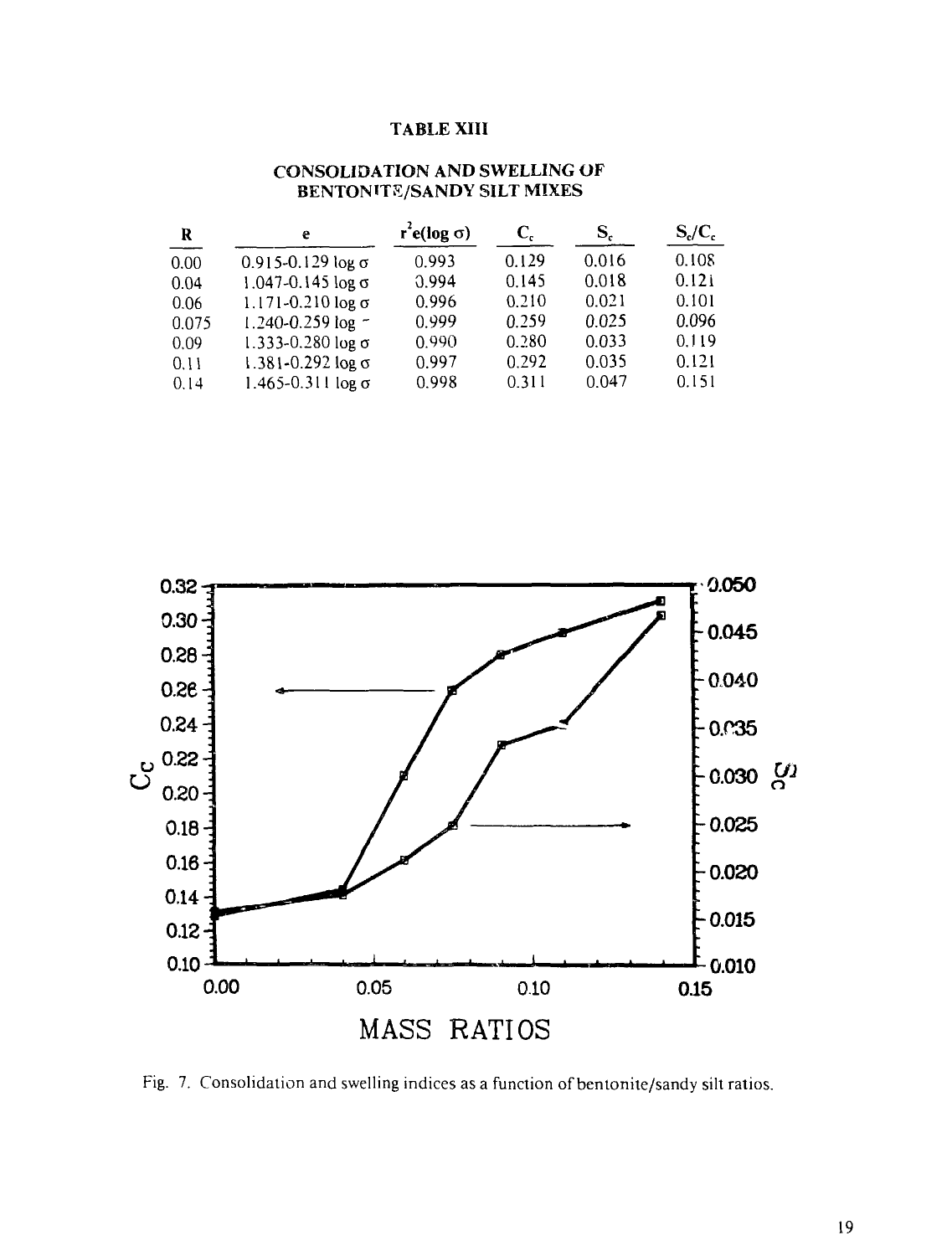## TABLE XIII

### CONSOLIDATION AND SWELLING OF BENTONITE/SANDY SILT MIXES

| R | e | $r^2e(\log \sigma)$ | $C_c$ | $S_c$ | $S_c/C_c$ |
|---|---|---|---|---|---|
| 0.00 | $0.915-0.129 \log \sigma$ | 0.993 | 0.129 | 0.016 | 0.108 |
| 0.04 | $1.047-0.145 \log \sigma$ | 0.994 | 0.145 | 0.018 | 0.121 |
| 0.06 | $1.171-0.210 \log \sigma$ | 0.996 | 0.210 | 0.021 | 0.101 |
| 0.075 | $1.240-0.259 \log$ - | 0.999 | 0.259 | 0.025 | 0.096 |
| 0.09 | $1.333-0.280 \log \sigma$ | 0.990 | 0.280 | 0.033 | 0.119 |
| 0.11 | $1.381-0.292 \log \sigma$ | 0.997 | 0.292 | 0.035 | 0.121 |
| 0.14 | $1.465-0.311 \log \sigma$ | 0.998 | 0.311 | 0.047 | 0.151 |

Fig. 7. Consolidation and swelling indices as a function of bentonite/sandy silt ratios.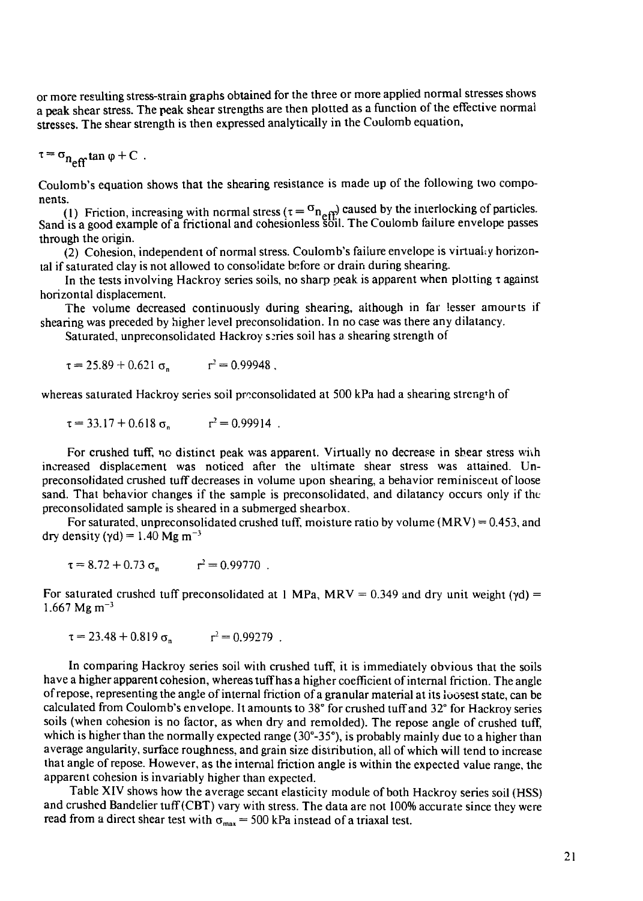or more resulting stress-strain graphs obtained for the three or more applied normal stresses shows a peak shear stress. The peak shear strengths are then plotted as a function of the effective normal stresses. The shear strength is then expressed analytically in the Coulomb equation,

$$\tau = \sigma_{n_{eff}} \tan \varphi + C \ .$$

Coulomb's equation shows that the shearing resistance is made up of the following two components.

(1) Friction, increasing with normal stress ($\tau = \sigma_{n_{eff}}$) caused by the interlocking of particles. Sand is a good example of a frictional and cohesionless soil. The Coulomb failure envelope passes through the origin.

(2) Cohesion, independent of normal stress. Coulomb's failure envelope is virtually horizontal if saturated clay is not allowed to consolidate before or drain during shearing.

In the tests involving Hackroy series soils, no sharp peak is apparent when plotting $\tau$ against horizontal displacement.

The volume decreased continuously during shearing, although in far lesser amounts if shearing was preceded by higher level preconsolidation. In no case was there any dilatancy.

Saturated, unpreconsolidated Hackroy series soil has a shearing strength of

$$\tau = 25.89 + 0.621 \ \sigma_n \qquad r^2 = 0.99948 \ ,$$

whereas saturated Hackroy series soil preconsolidated at 500 kPa had a shearing strength of

$$\tau = 33.17 + 0.618 \ \sigma_n \qquad r^2 = 0.99914 \ .$$

For crushed tuff, no distinct peak was apparent. Virtually no decrease in shear stress with increased displacement was noticed after the ultimate shear stress was attained. Unpreconsolidated crushed tuff decreases in volume upon shearing, a behavior reminiscent of loose sand. That behavior changes if the sample is preconsolidated, and dilatancy occurs only if the preconsolidated sample is sheared in a submerged shearbox.

For saturated, unpreconsolidated crushed tuff, moisture ratio by volume (MRV) = 0.453, and dry density ($\gamma d$) = 1.40 Mg m$^{-3}$

$$\tau = 8.72 + 0.73 \ \sigma_n \qquad r^2 = 0.99770 \ .$$

For saturated crushed tuff preconsolidated at 1 MPa, MRV = 0.349 and dry unit weight ($\gamma d$) = 1.667 Mg m$^{-3}$

$$\tau = 23.48 + 0.819 \ \sigma_n \qquad r^2 = 0.99279 \ .$$

In comparing Hackroy series soil with crushed tuff, it is immediately obvious that the soils have a higher apparent cohesion, whereas tuff has a higher coefficient of internal friction. The angle of repose, representing the angle of internal friction of a granular material at its loosest state, can be calculated from Coulomb's envelope. It amounts to 38° for crushed tuff and 32° for Hackroy series soils (when cohesion is no factor, as when dry and remolded). The repose angle of crushed tuff, which is higher than the normally expected range (30°-35°), is probably mainly due to a higher than average angularity, surface roughness, and grain size distribution, all of which will tend to increase that angle of repose. However, as the internal friction angle is within the expected value range, the apparent cohesion is invariably higher than expected.

Table XIV shows how the average secant elasticity module of both Hackroy series soil (HSS) and crushed Bandelier tuff (CBT) vary with stress. The data are not 100% accurate since they were read from a direct shear test with $\sigma_{max}$ = 500 kPa instead of a triaxal test.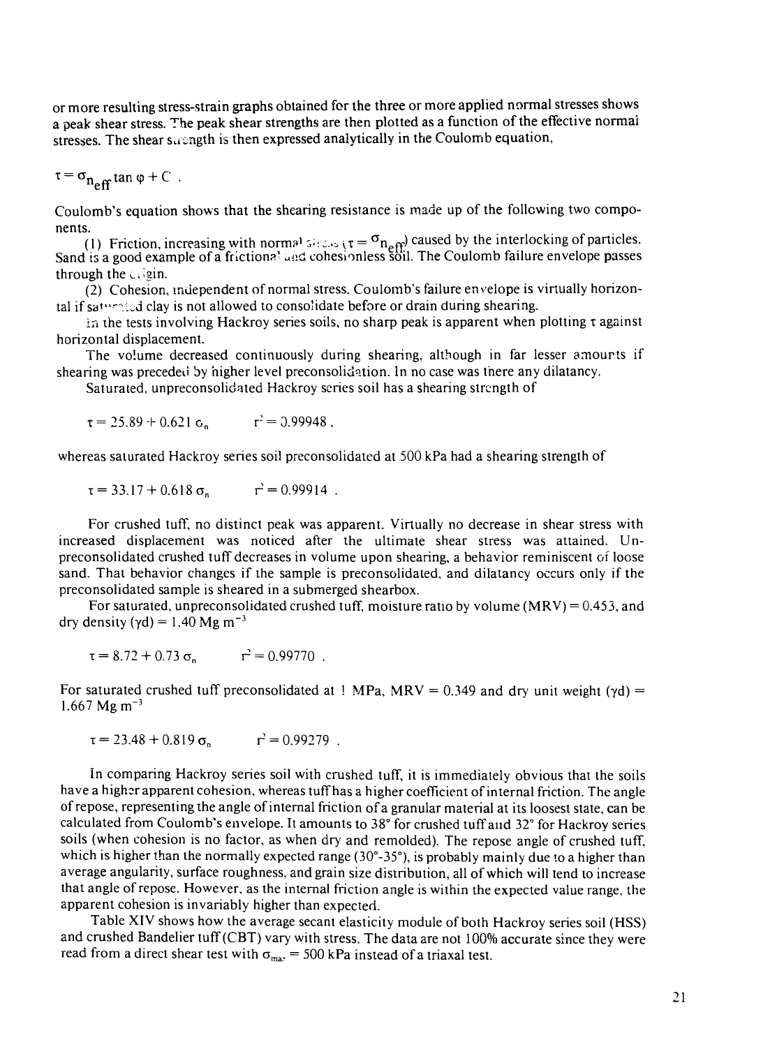or more resulting stress-strain graphs obtained for the three or more applied normal stresses shows a peak shear stress. The peak shear strengths are then plotted as a function of the effective normal stresses. The shear strength is then expressed analytically in the Coulomb equation,

$$\tau = \sigma_{n_{eff}} \tan \varphi + C \ .$$

Coulomb's equation shows that the shearing resistance is made up of the following two components.

(1) Friction, increasing with normal stress ($\tau = \sigma_{n_{eff}}$) caused by the interlocking of particles. Sand is a good example of a frictional and cohesionless soil. The Coulomb failure envelope passes through the origin.

(2) Cohesion, independent of normal stress. Coulomb's failure envelope is virtually horizontal if saturated clay is not allowed to consolidate before or drain during shearing.

In the tests involving Hackroy series soils, no sharp peak is apparent when plotting $\tau$ against horizontal displacement.

The volume decreased continuously during shearing, although in far lesser amounts if shearing was preceded by higher level preconsolidation. In no case was there any dilatancy.

Saturated, unpreconsolidated Hackroy series soil has a shearing strength of

$$\tau = 25.89 + 0.621\ \sigma_n \qquad r^2 = 0.99948 \ ,$$

whereas saturated Hackroy series soil preconsolidated at 500 kPa had a shearing strength of

$$\tau = 33.17 + 0.618\ \sigma_n \qquad r^2 = 0.99914 \ .$$

For crushed tuff, no distinct peak was apparent. Virtually no decrease in shear stress with increased displacement was noticed after the ultimate shear stress was attained. Unpreconsolidated crushed tuff decreases in volume upon shearing, a behavior reminiscent of loose sand. That behavior changes if the sample is preconsolidated, and dilatancy occurs only if the preconsolidated sample is sheared in a submerged shearbox.

For saturated, unpreconsolidated crushed tuff, moisture ratio by volume (MRV) = 0.453, and dry density ($\gamma d$) = 1.40 Mg m$^{-3}$

$$\tau = 8.72 + 0.73\ \sigma_n \qquad r^2 = 0.99770 \ .$$

For saturated crushed tuff preconsolidated at 1 MPa, MRV = 0.349 and dry unit weight ($\gamma d$) = 1.667 Mg m$^{-3}$

$$\tau = 23.48 + 0.819\ \sigma_n \qquad r^2 = 0.99279 \ .$$

In comparing Hackroy series soil with crushed tuff, it is immediately obvious that the soils have a higher apparent cohesion, whereas tuff has a higher coefficient of internal friction. The angle of repose, representing the angle of internal friction of a granular material at its loosest state, can be calculated from Coulomb's envelope. It amounts to 38° for crushed tuff and 32° for Hackroy series soils (when cohesion is no factor, as when dry and remolded). The repose angle of crushed tuff, which is higher than the normally expected range (30°-35°), is probably mainly due to a higher than average angularity, surface roughness, and grain size distribution, all of which will tend to increase that angle of repose. However, as the internal friction angle is within the expected value range, the apparent cohesion is invariably higher than expected.

Table XIV shows how the average secant elasticity module of both Hackroy series soil (HSS) and crushed Bandelier tuff (CBT) vary with stress. The data are not 100% accurate since they were read from a direct shear test with $\sigma_{max}$ = 500 kPa instead of a triaxal test.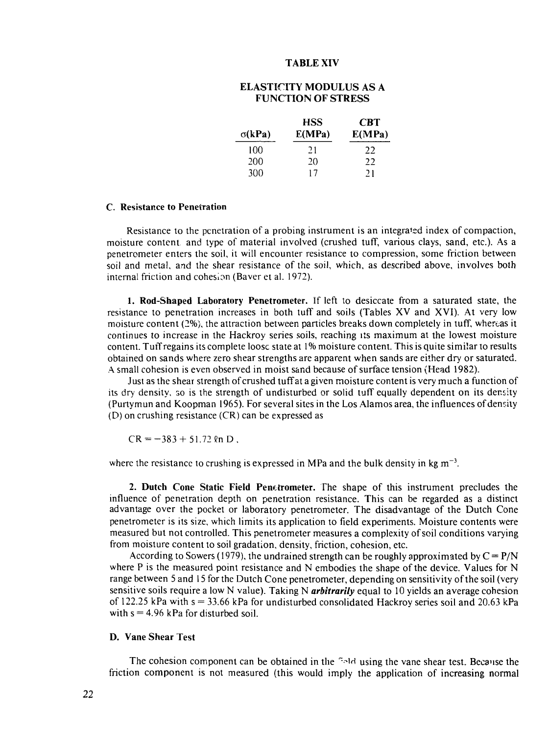**TABLE XIV**

**ELASTICITY MODULUS AS A FUNCTION OF STRESS**

| σ(kPa) | HSS E(MPa) | CBT E(MPa) |
|---|---|---|
| 100 | 21 | 22 |
| 200 | 20 | 22 |
| 300 | 17 | 21 |

### C. Resistance to Penetration

Resistance to the penetration of a probing instrument is an integrated index of compaction, moisture content and type of material involved (crushed tuff, various clays, sand, etc.). As a penetrometer enters the soil, it will encounter resistance to compression, some friction between soil and metal, and the shear resistance of the soil, which, as described above, involves both internal friction and cohesion (Baver et al. 1972).

**1. Rod-Shaped Laboratory Penetrometer.** If left to desiccate from a saturated state, the resistance to penetration increases in both tuff and soils (Tables XV and XVI). At very low moisture content (2%), the attraction between particles breaks down completely in tuff, whereas it continues to increase in the Hackroy series soils, reaching its maximum at the lowest moisture content. Tuff regains its complete loose state at 1% moisture content. This is quite similar to results obtained on sands where zero shear strengths are apparent when sands are either dry or saturated. A small cohesion is even observed in moist sand because of surface tension (Head 1982).

Just as the shear strength of crushed tuff at a given moisture content is very much a function of its dry density, so is the strength of undisturbed or solid tuff equally dependent on its density (Purtymun and Koopman 1965). For several sites in the Los Alamos area, the influences of density (D) on crushing resistance (CR) can be expressed as

$$CR = -383 + 51.72 \ln D ,$$

where the resistance to crushing is expressed in MPa and the bulk density in kg $m^{-3}$.

**2. Dutch Cone Static Field Penetrometer.** The shape of this instrument precludes the influence of penetration depth on penetration resistance. This can be regarded as a distinct advantage over the pocket or laboratory penetrometer. The disadvantage of the Dutch Cone penetrometer is its size, which limits its application to field experiments. Moisture contents were measured but not controlled. This penetrometer measures a complexity of soil conditions varying from moisture content to soil gradation, density, friction, cohesion, etc.

According to Sowers (1979), the undrained strength can be roughly approximated by $C = P/N$ where P is the measured point resistance and N embodies the shape of the device. Values for N range between 5 and 15 for the Dutch Cone penetrometer, depending on sensitivity of the soil (very sensitive soils require a low N value). Taking N ***arbitrarily*** equal to 10 yields an average cohesion of 122.25 kPa with s = 33.66 kPa for undisturbed consolidated Hackroy series soil and 20.63 kPa with s = 4.96 kPa for disturbed soil.

### D. Vane Shear Test

The cohesion component can be obtained in the field using the vane shear test. Because the friction component is not measured (this would imply the application of increasing normal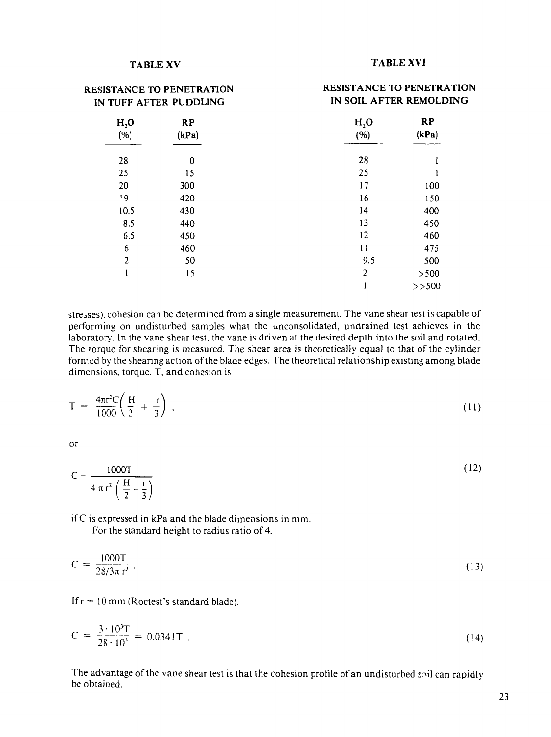## TABLE XV

### RESISTANCE TO PENETRATION IN TUFF AFTER PUDDLING

| $H_2O$ (%) | RP (kPa) |
|---|---|
| 28 | 0 |
| 25 | 15 |
| 20 | 300 |
| '9 | 420 |
| 10.5 | 430 |
| 8.5 | 440 |
| 6.5 | 450 |
| 6 | 460 |
| 2 | 50 |
| 1 | 15 |

## TABLE XVI

### RESISTANCE TO PENETRATION IN SOIL AFTER REMOLDING

| $H_2O$ (%) | RP (kPa) |
|---|---|
| 28 | 1 |
| 25 | 1 |
| 17 | 100 |
| 16 | 150 |
| 14 | 400 |
| 13 | 450 |
| 12 | 460 |
| 11 | 475 |
| 9.5 | 500 |
| 2 | >500 |
| 1 | >>500 |

stresses), cohesion can be determined from a single measurement. The vane shear test is capable of performing on undisturbed samples what the unconsolidated, undrained test achieves in the laboratory. In the vane shear test, the vane is driven at the desired depth into the soil and rotated. The torque for shearing is measured. The shear area is theoretically equal to that of the cylinder formed by the shearing action of the blade edges. The theoretical relationship existing among blade dimensions, torque, T, and cohesion is

$$T = \frac{4\pi r^2 C}{1000}\left(\frac{H}{2} + \frac{r}{3}\right) , \tag{11}$$

or

$$C = \frac{1000T}{4\pi r^2 \left(\frac{H}{2} + \frac{r}{3}\right)} \tag{12}$$

if C is expressed in kPa and the blade dimensions in mm.

For the standard height to radius ratio of 4,

$$C = \frac{1000T}{28/3\pi r^3} . \tag{13}$$

If r = 10 mm (Roctest's standard blade),

$$C = \frac{3 \cdot 10^3 T}{28 \cdot 10^3} = 0.0341T . \tag{14}$$

The advantage of the vane shear test is that the cohesion profile of an undisturbed soil can rapidly be obtained.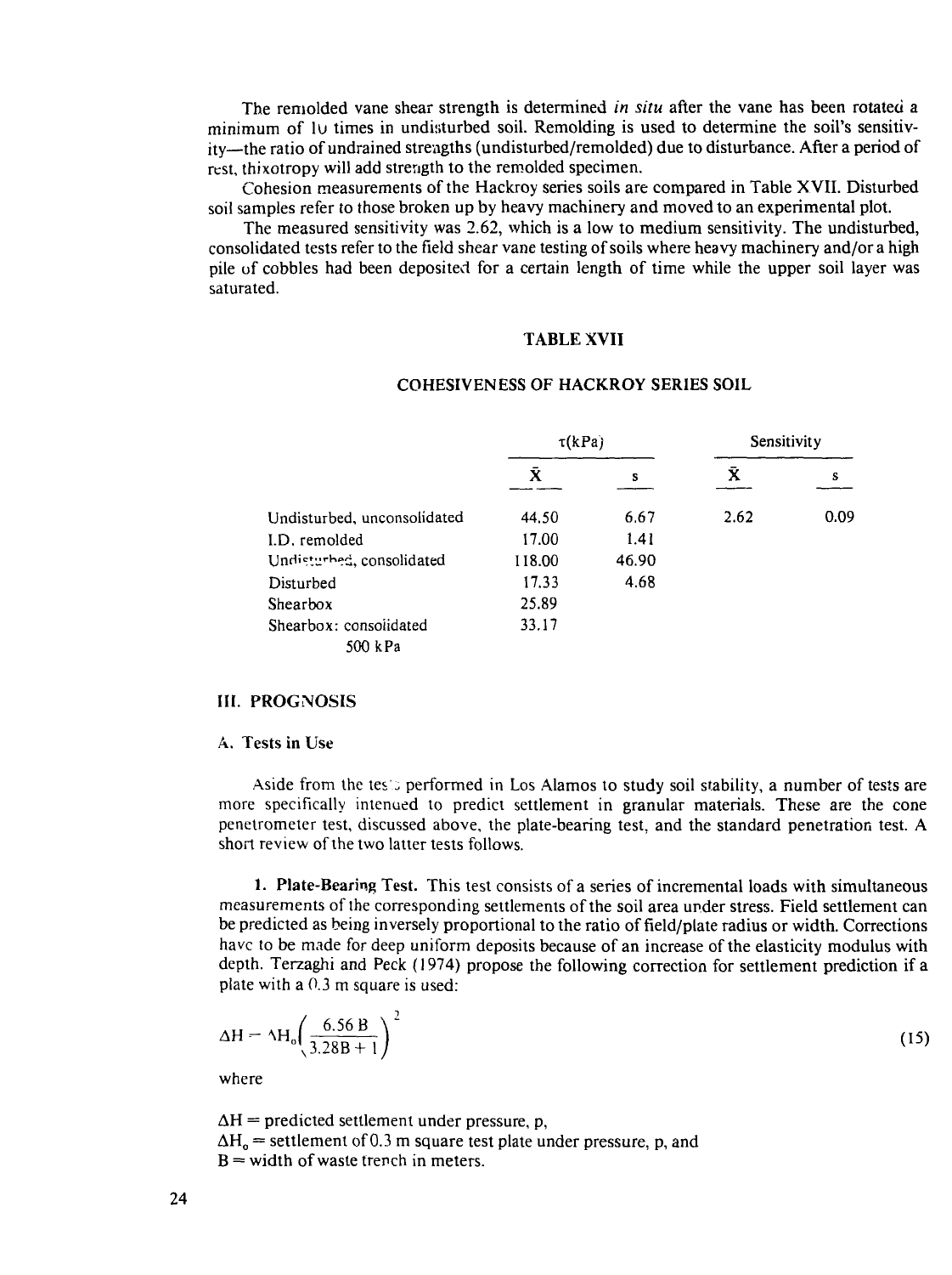The remolded vane shear strength is determined *in situ* after the vane has been rotated a minimum of 10 times in undisturbed soil. Remolding is used to determine the soil's sensitivity—the ratio of undrained strengths (undisturbed/remolded) due to disturbance. After a period of rest, thixotropy will add strength to the remolded specimen.

Cohesion measurements of the Hackroy series soils are compared in Table XVII. Disturbed soil samples refer to those broken up by heavy machinery and moved to an experimental plot.

The measured sensitivity was 2.62, which is a low to medium sensitivity. The undisturbed, consolidated tests refer to the field shear vane testing of soils where heavy machinery and/or a high pile of cobbles had been deposited for a certain length of time while the upper soil layer was saturated.

**TABLE XVII**

**COHESIVENESS OF HACKROY SERIES SOIL**

| | $\tau$(kPa) | | Sensitivity | |
|---|---|---|---|---|
| | $\bar{X}$ | s | $\bar{X}$ | s |
| Undisturbed, unconsolidated | 44.50 | 6.67 | 2.62 | 0.09 |
| I.D. remolded | 17.00 | 1.41 | | |
| Undisturbed, consolidated | 118.00 | 46.90 | | |
| Disturbed | 17.33 | 4.68 | | |
| Shearbox | 25.89 | | | |
| Shearbox: consolidated 500 kPa | 33.17 | | | |

## III. PROGNOSIS

### A. Tests in Use

Aside from the tests performed in Los Alamos to study soil stability, a number of tests are more specifically intended to predict settlement in granular materials. These are the cone penetrometer test, discussed above, the plate-bearing test, and the standard penetration test. A short review of the two latter tests follows.

**1. Plate-Bearing Test.** This test consists of a series of incremental loads with simultaneous measurements of the corresponding settlements of the soil area under stress. Field settlement can be predicted as being inversely proportional to the ratio of field/plate radius or width. Corrections have to be made for deep uniform deposits because of an increase of the elasticity modulus with depth. Terzaghi and Peck (1974) propose the following correction for settlement prediction if a plate with a 0.3 m square is used:

$$\Delta H = \Delta H_o \left( \frac{6.56\,B}{3.28B + 1} \right)^2 \tag{15}$$

where

$\Delta H$ = predicted settlement under pressure, p,
$\Delta H_o$ = settlement of 0.3 m square test plate under pressure, p, and
B = width of waste trench in meters.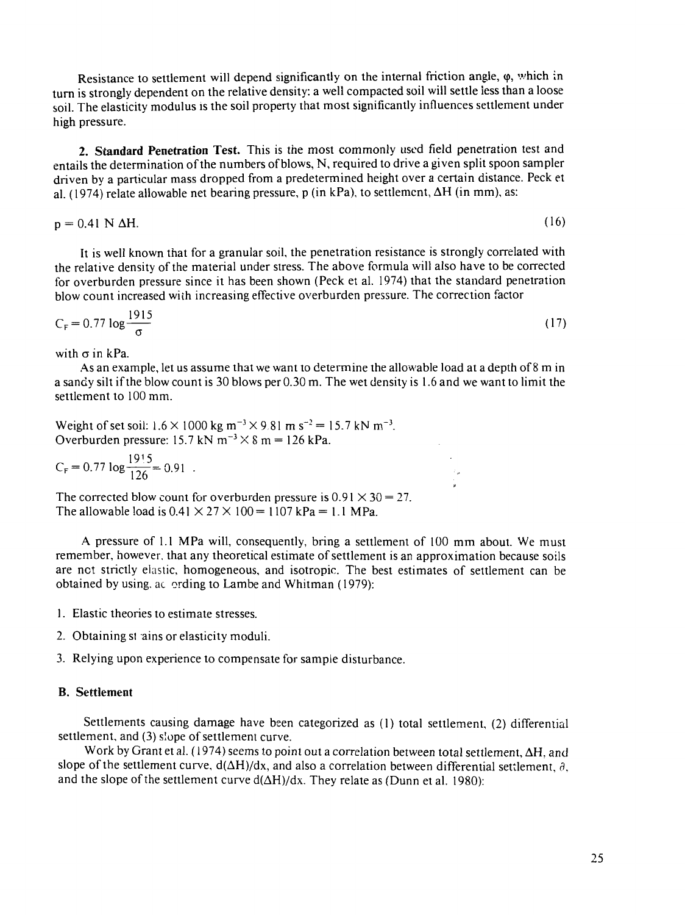Resistance to settlement will depend significantly on the internal friction angle, $\varphi$, which in turn is strongly dependent on the relative density: a well compacted soil will settle less than a loose soil. The elasticity modulus is the soil property that most significantly influences settlement under high pressure.

**2. Standard Penetration Test.** This is the most commonly used field penetration test and entails the determination of the numbers of blows, N, required to drive a given split spoon sampler driven by a particular mass dropped from a predetermined height over a certain distance. Peck et al. (1974) relate allowable net bearing pressure, p (in kPa), to settlement, $\Delta H$ (in mm), as:

$$p = 0.41 \; N \; \Delta H. \tag{16}$$

It is well known that for a granular soil, the penetration resistance is strongly correlated with the relative density of the material under stress. The above formula will also have to be corrected for overburden pressure since it has been shown (Peck et al. 1974) that the standard penetration blow count increased with increasing effective overburden pressure. The correction factor

$$C_F = 0.77 \log \frac{1915}{\sigma} \tag{17}$$

with $\sigma$ in kPa.

As an example, let us assume that we want to determine the allowable load at a depth of 8 m in a sandy silt if the blow count is 30 blows per 0.30 m. The wet density is 1.6 and we want to limit the settlement to 100 mm.

Weight of set soil: $1.6 \times 1000 \text{ kg m}^{-3} \times 9.81 \text{ m s}^{-2} = 15.7 \text{ kN m}^{-3}$.
Overburden pressure: $15.7 \text{ kN m}^{-3} \times 8 \text{ m} = 126 \text{ kPa}$.

$$C_F = 0.77 \log \frac{1915}{126} = 0.91 \; .$$

The corrected blow count for overburden pressure is $0.91 \times 30 = 27$.
The allowable load is $0.41 \times 27 \times 100 = 1107 \text{ kPa} = 1.1 \text{ MPa}$.

A pressure of 1.1 MPa will, consequently, bring a settlement of 100 mm about. We must remember, however, that any theoretical estimate of settlement is an approximation because soils are not strictly elastic, homogeneous, and isotropic. The best estimates of settlement can be obtained by using, according to Lambe and Whitman (1979):

1. Elastic theories to estimate stresses.
2. Obtaining strains or elasticity moduli.
3. Relying upon experience to compensate for sample disturbance.

### B. Settlement

Settlements causing damage have been categorized as (1) total settlement, (2) differential settlement, and (3) slope of settlement curve.

Work by Grant et al. (1974) seems to point out a correlation between total settlement, $\Delta H$, and slope of the settlement curve, $d(\Delta H)/dx$, and also a correlation between differential settlement, $\partial$, and the slope of the settlement curve $d(\Delta H)/dx$. They relate as (Dunn et al. 1980):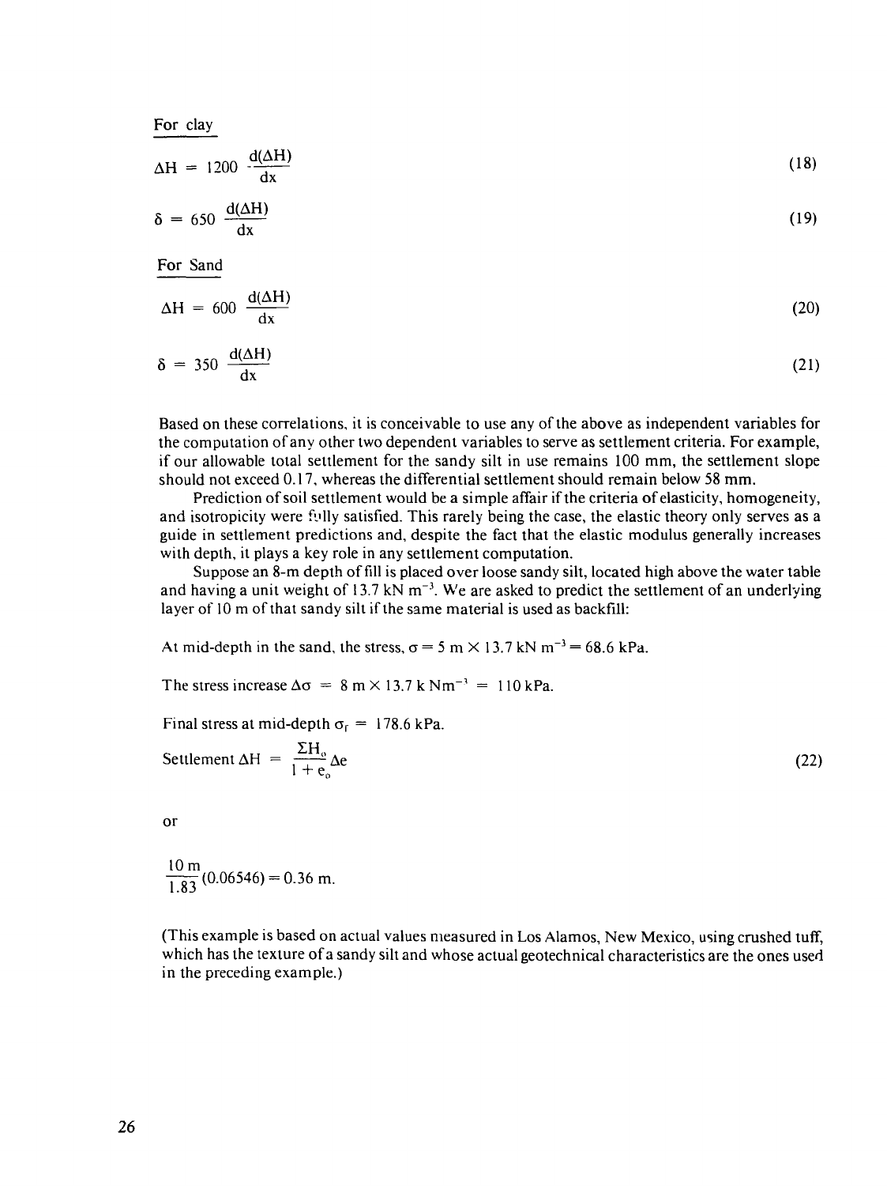For clay

$$\Delta H = 1200 \frac{d(\Delta H)}{dx} \tag{18}$$

$$\delta = 650 \frac{d(\Delta H)}{dx} \tag{19}$$

For Sand

$$\Delta H = 600 \frac{d(\Delta H)}{dx} \tag{20}$$

$$\delta = 350 \frac{d(\Delta H)}{dx} \tag{21}$$

Based on these correlations, it is conceivable to use any of the above as independent variables for the computation of any other two dependent variables to serve as settlement criteria. For example, if our allowable total settlement for the sandy silt in use remains 100 mm, the settlement slope should not exceed 0.17, whereas the differential settlement should remain below 58 mm.

Prediction of soil settlement would be a simple affair if the criteria of elasticity, homogeneity, and isotropicity were fully satisfied. This rarely being the case, the elastic theory only serves as a guide in settlement predictions and, despite the fact that the elastic modulus generally increases with depth, it plays a key role in any settlement computation.

Suppose an 8-m depth of fill is placed over loose sandy silt, located high above the water table and having a unit weight of 13.7 kN $m^{-3}$. We are asked to predict the settlement of an underlying layer of 10 m of that sandy silt if the same material is used as backfill:

At mid-depth in the sand, the stress, $\sigma = 5 \text{ m} \times 13.7 \text{ kN m}^{-3} = 68.6$ kPa.

The stress increase $\Delta\sigma = 8 \text{ m} \times 13.7 \text{ k Nm}^{-3} = 110$ kPa.

Final stress at mid-depth $\sigma_f = 178.6$ kPa.

$$\text{Settlement } \Delta H = \frac{\Sigma H_o}{1 + e_o} \Delta e \tag{22}$$

or

$$\frac{10 \text{ m}}{1.83} (0.06546) = 0.36 \text{ m.}$$

(This example is based on actual values measured in Los Alamos, New Mexico, using crushed tuff, which has the texture of a sandy silt and whose actual geotechnical characteristics are the ones used in the preceding example.)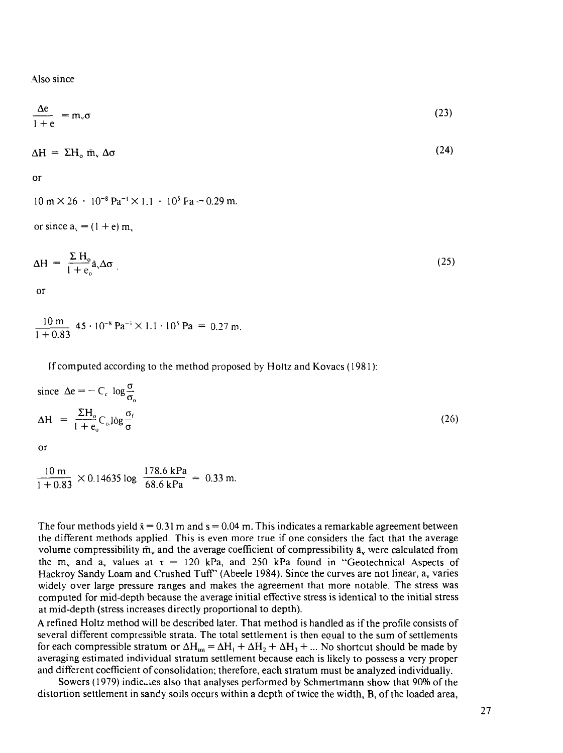Also since

$$\frac{\Delta e}{1 + e} = m_v \sigma \tag{23}$$

$$\Delta H = \Sigma H_o \bar{m}_v \Delta\sigma \tag{24}$$

or

$$10 \text{ m} \times 26 \cdot 10^{-8} \text{ Pa}^{-1} \times 1.1 \cdot 10^5 \text{ Pa} = 0.29 \text{ m}.$$

or since $a_v = (1 + e) m_v$

$$\Delta H = \frac{\Sigma H_o}{1 + e_o} \bar{a}_v \Delta\sigma \tag{25}$$

or

$$\frac{10 \text{ m}}{1 + 0.83} 45 \cdot 10^{-8} \text{ Pa}^{-1} \times 1.1 \cdot 10^5 \text{ Pa} = 0.27 \text{ m}.$$

If computed according to the method proposed by Holtz and Kovacs (1981):

since $\Delta e = - C_c \log \frac{\sigma}{\sigma_o}$

$$\Delta H = \frac{\Sigma H_o}{1 + e_o} C_c \log \frac{\sigma_f}{\sigma} \tag{26}$$

or

$$\frac{10 \text{ m}}{1 + 0.83} \times 0.14635 \log \frac{178.6 \text{ kPa}}{68.6 \text{ kPa}} = 0.33 \text{ m}.$$

The four methods yield $\bar{x} = 0.31$ m and $s = 0.04$ m. This indicates a remarkable agreement between the different methods applied. This is even more true if one considers the fact that the average volume compressibility $\bar{m}_v$ and the average coefficient of compressibility $\bar{a}_v$ were calculated from the $m_v$ and $a_v$ values at $\tau = 120$ kPa, and 250 kPa found in "Geotechnical Aspects of Hackroy Sandy Loam and Crushed Tuff" (Abeele 1984). Since the curves are not linear, $a_v$ varies widely over large pressure ranges and makes the agreement that more notable. The stress was computed for mid-depth because the average initial effective stress is identical to the initial stress at mid-depth (stress increases directly proportional to depth).

A refined Holtz method will be described later. That method is handled as if the profile consists of several different compressible strata. The total settlement is then equal to the sum of settlements for each compressible stratum or $\Delta H_{tot} = \Delta H_1 + \Delta H_2 + \Delta H_3 + \ldots$ No shortcut should be made by averaging estimated individual stratum settlement because each is likely to possess a very proper and different coefficient of consolidation; therefore, each stratum must be analyzed individually.

Sowers (1979) indicates also that analyses performed by Schmertmann show that 90% of the distortion settlement in sandy soils occurs within a depth of twice the width, B, of the loaded area,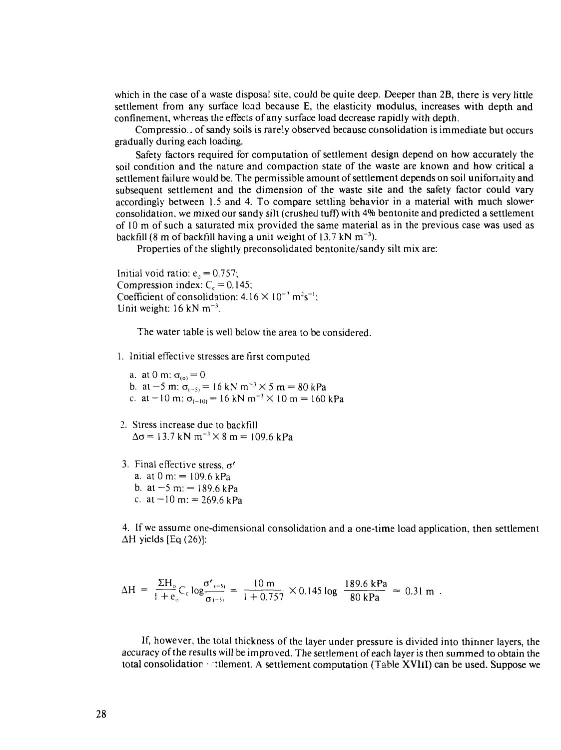which in the case of a waste disposal site, could be quite deep. Deeper than 2B, there is very little settlement from any surface load because E, the elasticity modulus, increases with depth and confinement, whereas the effects of any surface load decrease rapidly with depth.

Compressio.. of sandy soils is rarely observed because consolidation is immediate but occurs gradually during each loading.

Safety factors required for computation of settlement design depend on how accurately the soil condition and the nature and compaction state of the waste are known and how critical a settlement failure would be. The permissible amount of settlement depends on soil uniformity and subsequent settlement and the dimension of the waste site and the safety factor could vary accordingly between 1.5 and 4. To compare settling behavior in a material with much slower consolidation, we mixed our sandy silt (crushed tuff) with 4% bentonite and predicted a settlement of 10 m of such a saturated mix provided the same material as in the previous case was used as backfill (8 m of backfill having a unit weight of 13.7 kN m$^{-3}$).

Properties of the slightly preconsolidated bentonite/sandy silt mix are:

Initial void ratio: $e_o = 0.757$;
Compression index: $C_c = 0.145$;
Coefficient of consolidation: $4.16 \times 10^{-7}$ m$^2$s$^{-1}$;
Unit weight: 16 kN m$^{-3}$.

The water table is well below the area to be considered.

1. Initial effective stresses are first computed
   a. at 0 m: $\sigma_{(0)} = 0$
   b. at −5 m: $\sigma_{(-5)} = 16$ kN m$^{-3}$ $\times$ 5 m = 80 kPa
   c. at −10 m: $\sigma_{(-10)} = 16$ kN m$^{-3}$ $\times$ 10 m = 160 kPa

2. Stress increase due to backfill
   $\Delta\sigma = 13.7$ kN m$^{-3}$ $\times$ 8 m = 109.6 kPa

3. Final effective stress, $\sigma'$
   a. at 0 m: = 109.6 kPa
   b. at −5 m: = 189.6 kPa
   c. at −10 m: = 269.6 kPa

4. If we assume one-dimensional consolidation and a one-time load application, then settlement $\Delta H$ yields [Eq (26)]:

$$\Delta H = \frac{\Sigma H_o}{1 + e_o} C_c \log \frac{\sigma'_{(-5)}}{\sigma_{(-5)}} = \frac{10 \text{ m}}{1 + 0.757} \times 0.145 \log \frac{189.6 \text{ kPa}}{80 \text{ kPa}} = 0.31 \text{ m} .$$

If, however, the total thickness of the layer under pressure is divided into thinner layers, the accuracy of the results will be improved. The settlement of each layer is then summed to obtain the total consolidation settlement. A settlement computation (Table XVIII) can be used. Suppose we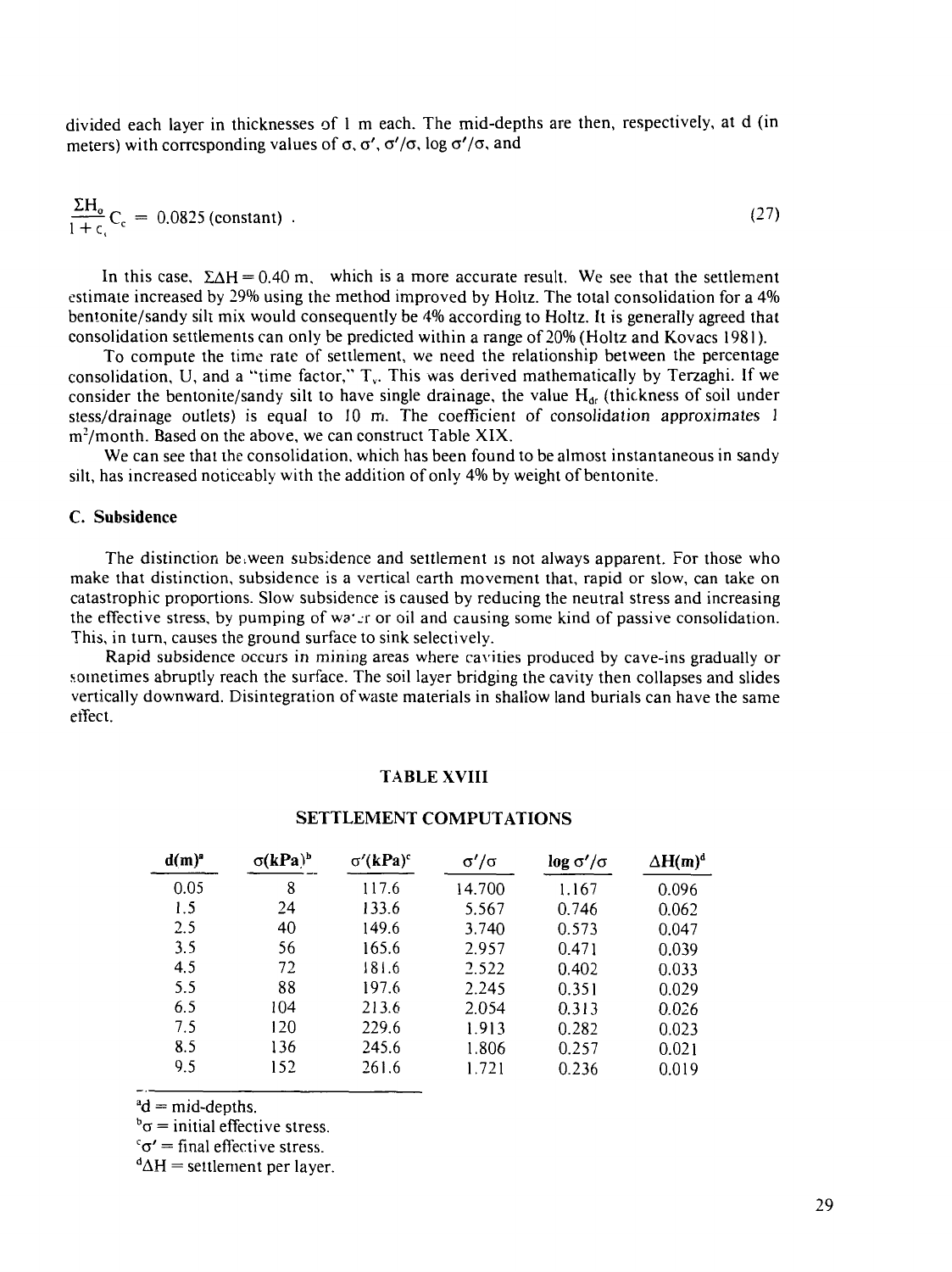divided each layer in thicknesses of 1 m each. The mid-depths are then, respectively, at d (in meters) with corresponding values of σ, σ', σ'/σ, log σ'/σ, and

$$\frac{\Sigma H_o}{1 + e_i} C_c = 0.0825 \text{ (constant)} . \tag{27}$$

In this case, $\Sigma \Delta H = 0.40$ m, which is a more accurate result. We see that the settlement estimate increased by 29% using the method improved by Holtz. The total consolidation for a 4% bentonite/sandy silt mix would consequently be 4% according to Holtz. It is generally agreed that consolidation settlements can only be predicted within a range of 20% (Holtz and Kovacs 1981).

To compute the time rate of settlement, we need the relationship between the percentage consolidation, U, and a "time factor," $T_v$. This was derived mathematically by Terzaghi. If we consider the bentonite/sandy silt to have single drainage, the value $H_{dr}$ (thickness of soil under stess/drainage outlets) is equal to 10 m. The coefficient of consolidation approximates 1 m²/month. Based on the above, we can construct Table XIX.

We can see that the consolidation, which has been found to be almost instantaneous in sandy silt, has increased noticeably with the addition of only 4% by weight of bentonite.

### C. Subsidence

The distinction between subsidence and settlement is not always apparent. For those who make that distinction, subsidence is a vertical earth movement that, rapid or slow, can take on catastrophic proportions. Slow subsidence is caused by reducing the neutral stress and increasing the effective stress, by pumping of water or oil and causing some kind of passive consolidation. This, in turn, causes the ground surface to sink selectively.

Rapid subsidence occurs in mining areas where cavities produced by cave-ins gradually or sometimes abruptly reach the surface. The soil layer bridging the cavity then collapses and slides vertically downward. Disintegration of waste materials in shallow land burials can have the same effect.

TABLE XVIII

SETTLEMENT COMPUTATIONS

| d(m)[a] | σ(kPa)[b] | σ'(kPa)[c] | σ'/σ | log σ'/σ | ΔH(m)[d] |
|---|---|---|---|---|---|
| 0.05 | 8 | 117.6 | 14.700 | 1.167 | 0.096 |
| 1.5 | 24 | 133.6 | 5.567 | 0.746 | 0.062 |
| 2.5 | 40 | 149.6 | 3.740 | 0.573 | 0.047 |
| 3.5 | 56 | 165.6 | 2.957 | 0.471 | 0.039 |
| 4.5 | 72 | 181.6 | 2.522 | 0.402 | 0.033 |
| 5.5 | 88 | 197.6 | 2.245 | 0.351 | 0.029 |
| 6.5 | 104 | 213.6 | 2.054 | 0.313 | 0.026 |
| 7.5 | 120 | 229.6 | 1.913 | 0.282 | 0.023 |
| 8.5 | 136 | 245.6 | 1.806 | 0.257 | 0.021 |
| 9.5 | 152 | 261.6 | 1.721 | 0.236 | 0.019 |

[a]d = mid-depths.
[b]σ = initial effective stress.
[c]σ' = final effective stress.
[d]ΔH = settlement per layer.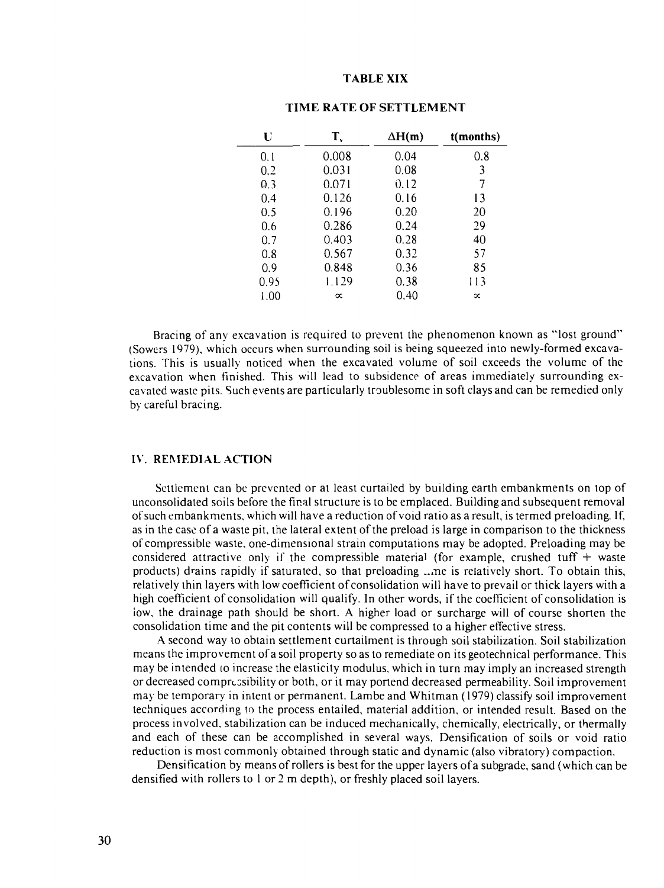**TABLE XIX**

**TIME RATE OF SETTLEMENT**

| U | $T_v$ | $\Delta H$(m) | t(months) |
|---|---|---|---|
| 0.1 | 0.008 | 0.04 | 0.8 |
| 0.2 | 0.031 | 0.08 | 3 |
| 0.3 | 0.071 | 0.12 | 7 |
| 0.4 | 0.126 | 0.16 | 13 |
| 0.5 | 0.196 | 0.20 | 20 |
| 0.6 | 0.286 | 0.24 | 29 |
| 0.7 | 0.403 | 0.28 | 40 |
| 0.8 | 0.567 | 0.32 | 57 |
| 0.9 | 0.848 | 0.36 | 85 |
| 0.95 | 1.129 | 0.38 | 113 |
| 1.00 | $\infty$ | 0.40 | $\infty$ |

Bracing of any excavation is required to prevent the phenomenon known as "lost ground" (Sowers 1979), which occurs when surrounding soil is being squeezed into newly-formed excavations. This is usually noticed when the excavated volume of soil exceeds the volume of the excavation when finished. This will lead to subsidence of areas immediately surrounding excavated waste pits. Such events are particularly troublesome in soft clays and can be remedied only by careful bracing.

## IV. REMEDIAL ACTION

Settlement can be prevented or at least curtailed by building earth embankments on top of unconsolidated soils before the final structure is to be emplaced. Building and subsequent removal of such embankments, which will have a reduction of void ratio as a result, is termed preloading. If, as in the case of a waste pit, the lateral extent of the preload is large in comparison to the thickness of compressible waste, one-dimensional strain computations may be adopted. Preloading may be considered attractive only if the compressible material (for example, crushed tuff + waste products) drains rapidly if saturated, so that preloading time is relatively short. To obtain this, relatively thin layers with low coefficient of consolidation will have to prevail or thick layers with a high coefficient of consolidation will qualify. In other words, if the coefficient of consolidation is low, the drainage path should be short. A higher load or surcharge will of course shorten the consolidation time and the pit contents will be compressed to a higher effective stress.

A second way to obtain settlement curtailment is through soil stabilization. Soil stabilization means the improvement of a soil property so as to remediate on its geotechnical performance. This may be intended to increase the elasticity modulus, which in turn may imply an increased strength or decreased compressibility or both, or it may portend decreased permeability. Soil improvement may be temporary in intent or permanent. Lambe and Whitman (1979) classify soil improvement techniques according to the process entailed, material addition, or intended result. Based on the process involved, stabilization can be induced mechanically, chemically, electrically, or thermally and each of these can be accomplished in several ways. Densification of soils or void ratio reduction is most commonly obtained through static and dynamic (also vibratory) compaction.

Densification by means of rollers is best for the upper layers of a subgrade, sand (which can be densified with rollers to 1 or 2 m depth), or freshly placed soil layers.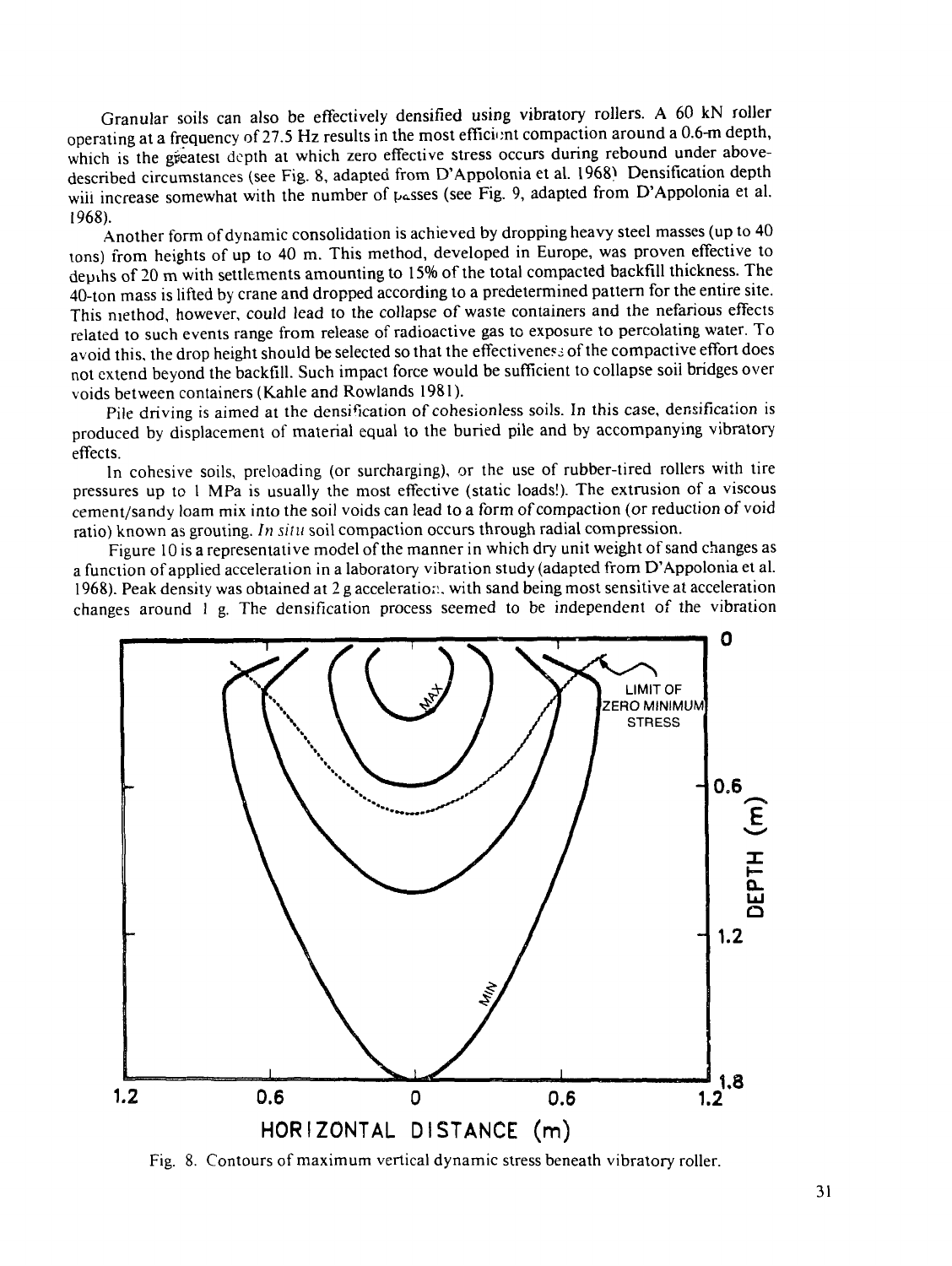Granular soils can also be effectively densified using vibratory rollers. A 60 kN roller operating at a frequency of 27.5 Hz results in the most efficient compaction around a 0.6-m depth, which is the greatest depth at which zero effective stress occurs during rebound under above-described circumstances (see Fig. 8, adapted from D'Appolonia et al. 1968). Densification depth will increase somewhat with the number of passes (see Fig. 9, adapted from D'Appolonia et al. 1968).

Another form of dynamic consolidation is achieved by dropping heavy steel masses (up to 40 tons) from heights of up to 40 m. This method, developed in Europe, was proven effective to depths of 20 m with settlements amounting to 15% of the total compacted backfill thickness. The 40-ton mass is lifted by crane and dropped according to a predetermined pattern for the entire site. This method, however, could lead to the collapse of waste containers and the nefarious effects related to such events range from release of radioactive gas to exposure to percolating water. To avoid this, the drop height should be selected so that the effectiveness of the compactive effort does not extend beyond the backfill. Such impact force would be sufficient to collapse soil bridges over voids between containers (Kahle and Rowlands 1981).

Pile driving is aimed at the densification of cohesionless soils. In this case, densification is produced by displacement of material equal to the buried pile and by accompanying vibratory effects.

In cohesive soils, preloading (or surcharging), or the use of rubber-tired rollers with tire pressures up to 1 MPa is usually the most effective (static loads!). The extrusion of a viscous cement/sandy loam mix into the soil voids can lead to a form of compaction (or reduction of void ratio) known as grouting. *In situ* soil compaction occurs through radial compression.

Figure 10 is a representative model of the manner in which dry unit weight of sand changes as a function of applied acceleration in a laboratory vibration study (adapted from D'Appolonia et al. 1968). Peak density was obtained at 2 g acceleration, with sand being most sensitive at acceleration changes around 1 g. The densification process seemed to be independent of the vibration

Fig. 8. Contours of maximum vertical dynamic stress beneath vibratory roller.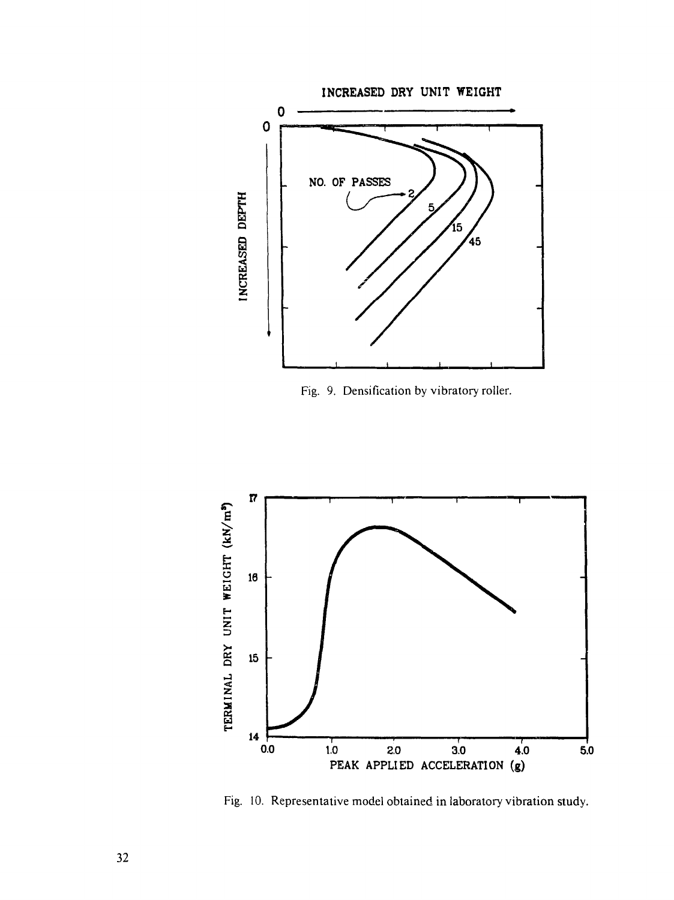Fig. 9. Densification by vibratory roller.

Fig. 10. Representative model obtained in laboratory vibration study.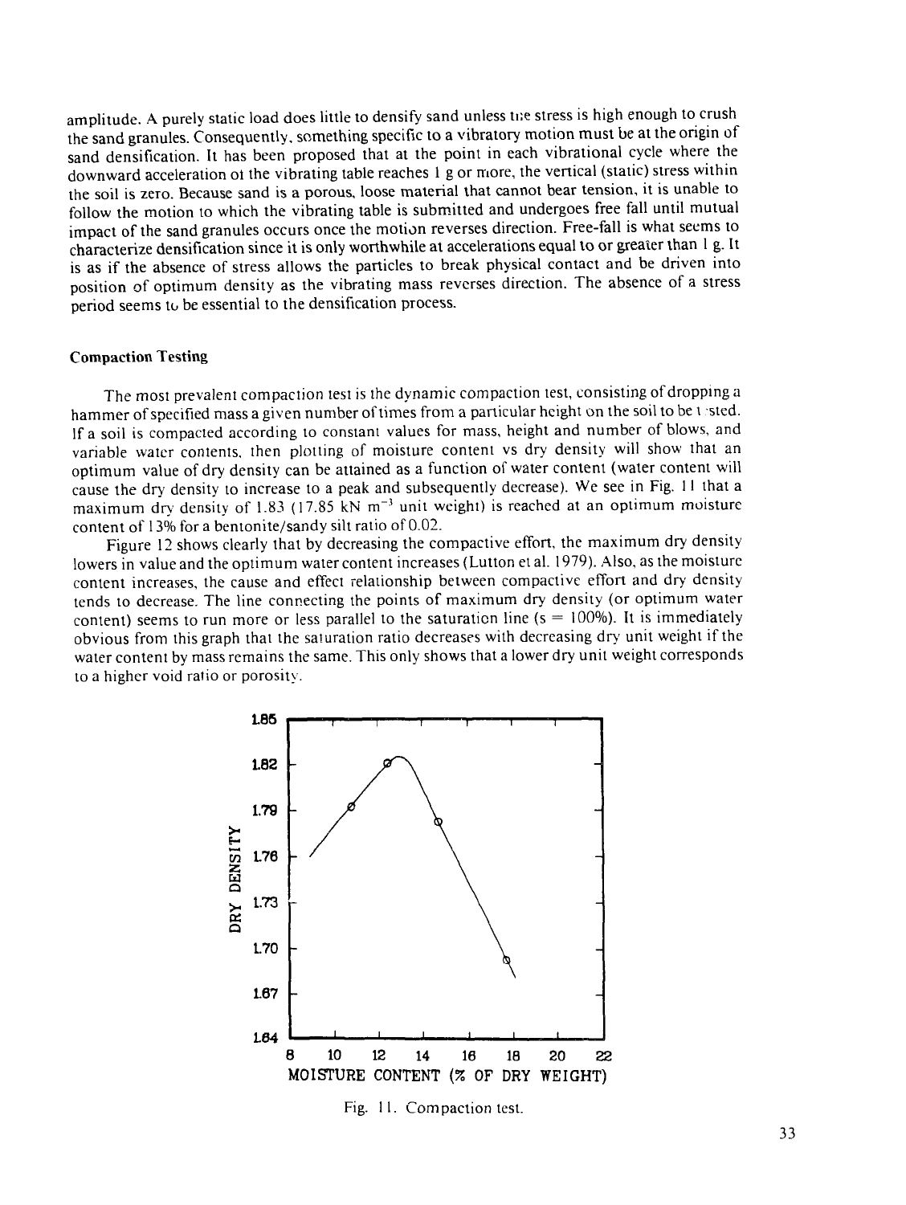amplitude. A purely static load does little to densify sand unless the stress is high enough to crush the sand granules. Consequently, something specific to a vibratory motion must be at the origin of sand densification. It has been proposed that at the point in each vibrational cycle where the downward acceleration of the vibrating table reaches 1 g or more, the vertical (static) stress within the soil is zero. Because sand is a porous, loose material that cannot bear tension, it is unable to follow the motion to which the vibrating table is submitted and undergoes free fall until mutual impact of the sand granules occurs once the motion reverses direction. Free-fall is what seems to characterize densification since it is only worthwhile at accelerations equal to or greater than 1 g. It is as if the absence of stress allows the particles to break physical contact and be driven into position of optimum density as the vibrating mass reverses direction. The absence of a stress period seems to be essential to the densification process.

### Compaction Testing

The most prevalent compaction test is the dynamic compaction test, consisting of dropping a hammer of specified mass a given number of times from a particular height on the soil to be tested. If a soil is compacted according to constant values for mass, height and number of blows, and variable water contents, then plotting of moisture content vs dry density will show that an optimum value of dry density can be attained as a function of water content (water content will cause the dry density to increase to a peak and subsequently decrease). We see in Fig. 11 that a maximum dry density of 1.83 (17.85 kN $m^{-3}$ unit weight) is reached at an optimum moisture content of 13% for a bentonite/sandy silt ratio of 0.02.

Figure 12 shows clearly that by decreasing the compactive effort, the maximum dry density lowers in value and the optimum water content increases (Lutton et al. 1979). Also, as the moisture content increases, the cause and effect relationship between compactive effort and dry density tends to decrease. The line connecting the points of maximum dry density (or optimum water content) seems to run more or less parallel to the saturation line (s = 100%). It is immediately obvious from this graph that the saturation ratio decreases with decreasing dry unit weight if the water content by mass remains the same. This only shows that a lower dry unit weight corresponds to a higher void ratio or porosity.

Fig. 11. Compaction test.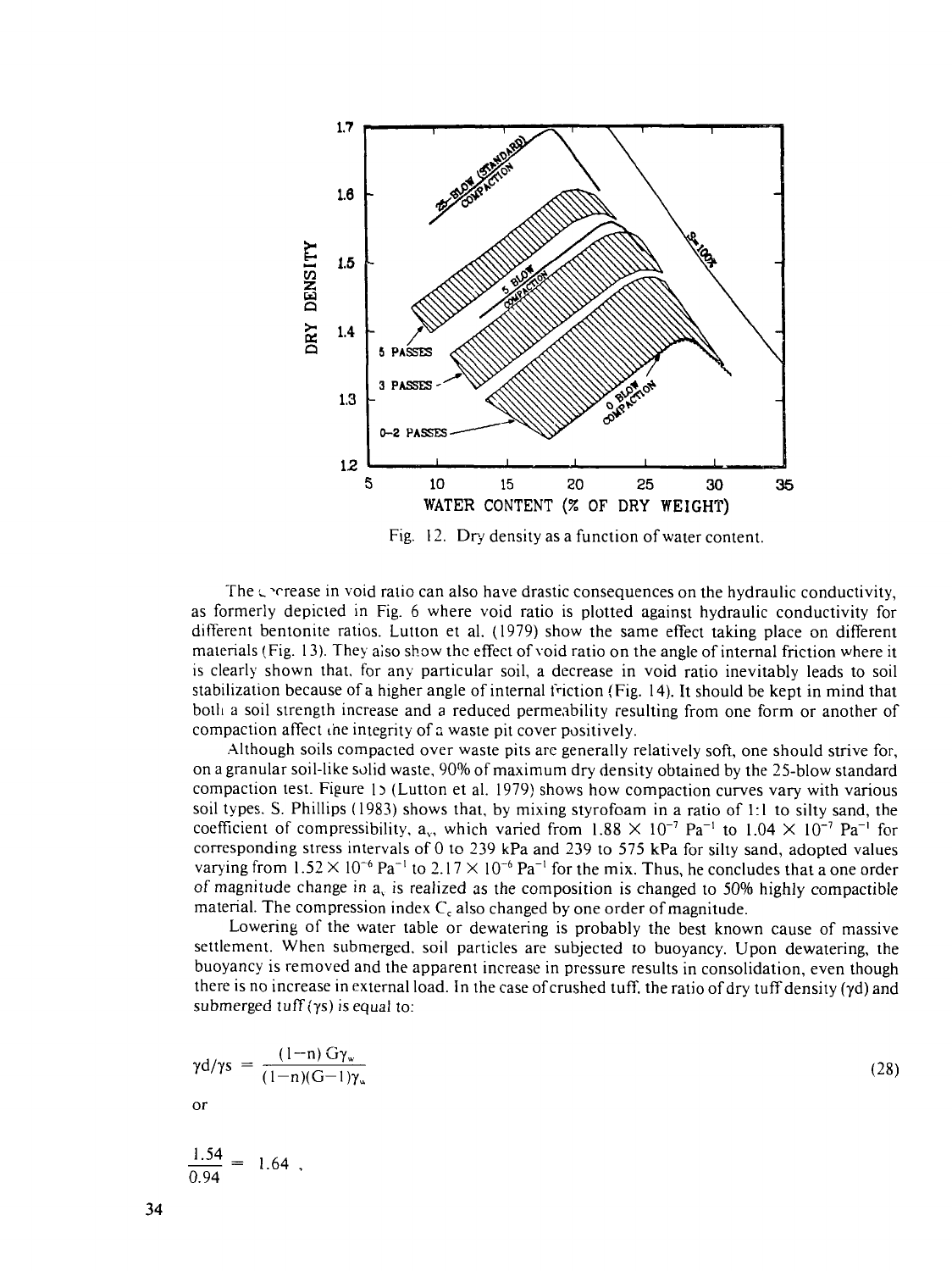Fig. 12. Dry density as a function of water content.

The decrease in void ratio can also have drastic consequences on the hydraulic conductivity, as formerly depicted in Fig. 6 where void ratio is plotted against hydraulic conductivity for different bentonite ratios. Lutton et al. (1979) show the same effect taking place on different materials (Fig. 13). They also show the effect of void ratio on the angle of internal friction where it is clearly shown that, for any particular soil, a decrease in void ratio inevitably leads to soil stabilization because of a higher angle of internal friction (Fig. 14). It should be kept in mind that both a soil strength increase and a reduced permeability resulting from one form or another of compaction affect the integrity of a waste pit cover positively.

Although soils compacted over waste pits are generally relatively soft, one should strive for, on a granular soil-like solid waste, 90% of maximum dry density obtained by the 25-blow standard compaction test. Figure 15 (Lutton et al. 1979) shows how compaction curves vary with various soil types. S. Phillips (1983) shows that, by mixing styrofoam in a ratio of 1:1 to silty sand, the coefficient of compressibility, $a_v$, which varied from $1.88 \times 10^{-7}$ $Pa^{-1}$ to $1.04 \times 10^{-7}$ $Pa^{-1}$ for corresponding stress intervals of 0 to 239 kPa and 239 to 575 kPa for silty sand, adopted values varying from $1.52 \times 10^{-6}$ $Pa^{-1}$ to $2.17 \times 10^{-6}$ $Pa^{-1}$ for the mix. Thus, he concludes that a one order of magnitude change in $a_v$ is realized as the composition is changed to 50% highly compactible material. The compression index $C_c$ also changed by one order of magnitude.

Lowering of the water table or dewatering is probably the best known cause of massive settlement. When submerged, soil particles are subjected to buoyancy. Upon dewatering, the buoyancy is removed and the apparent increase in pressure results in consolidation, even though there is no increase in external load. In the case of crushed tuff, the ratio of dry tuff density ($\gamma d$) and submerged tuff ($\gamma s$) is equal to:

$$\gamma d/\gamma s = \frac{(1-n)\,G\gamma_w}{(1-n)(G-1)\gamma_w} \tag{28}$$

or

$$\frac{1.54}{0.94} = 1.64 \ ,$$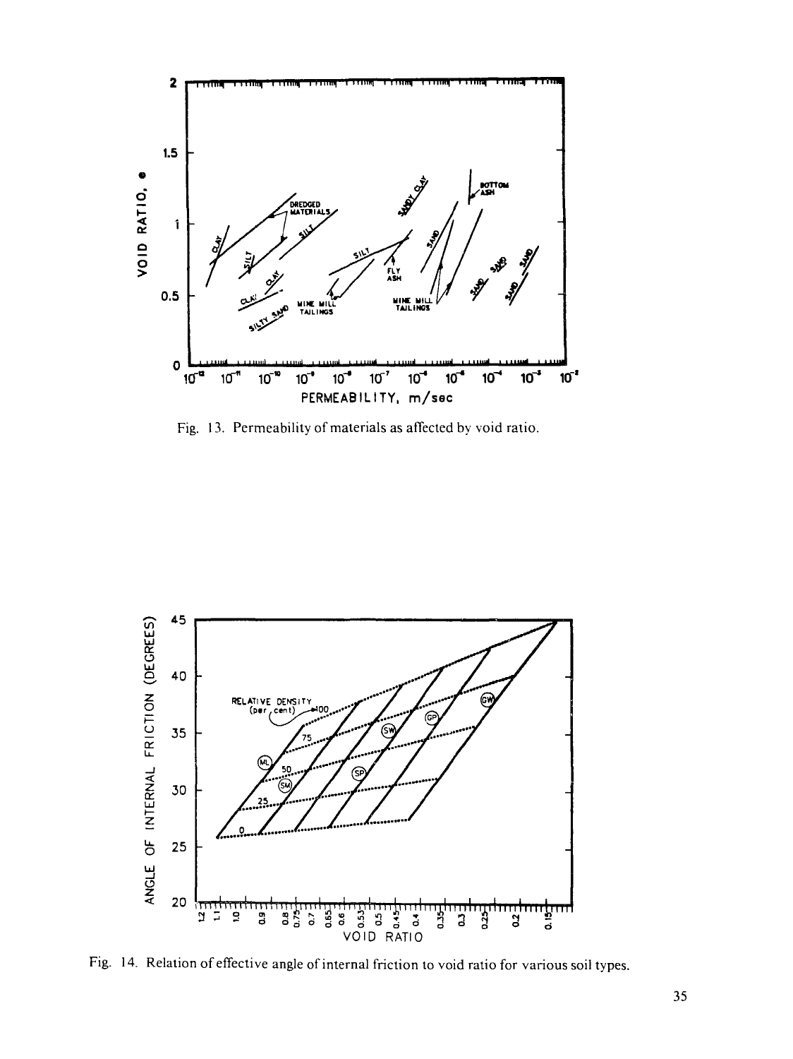Fig. 13. Permeability of materials as affected by void ratio.

Fig. 14. Relation of effective angle of internal friction to void ratio for various soil types.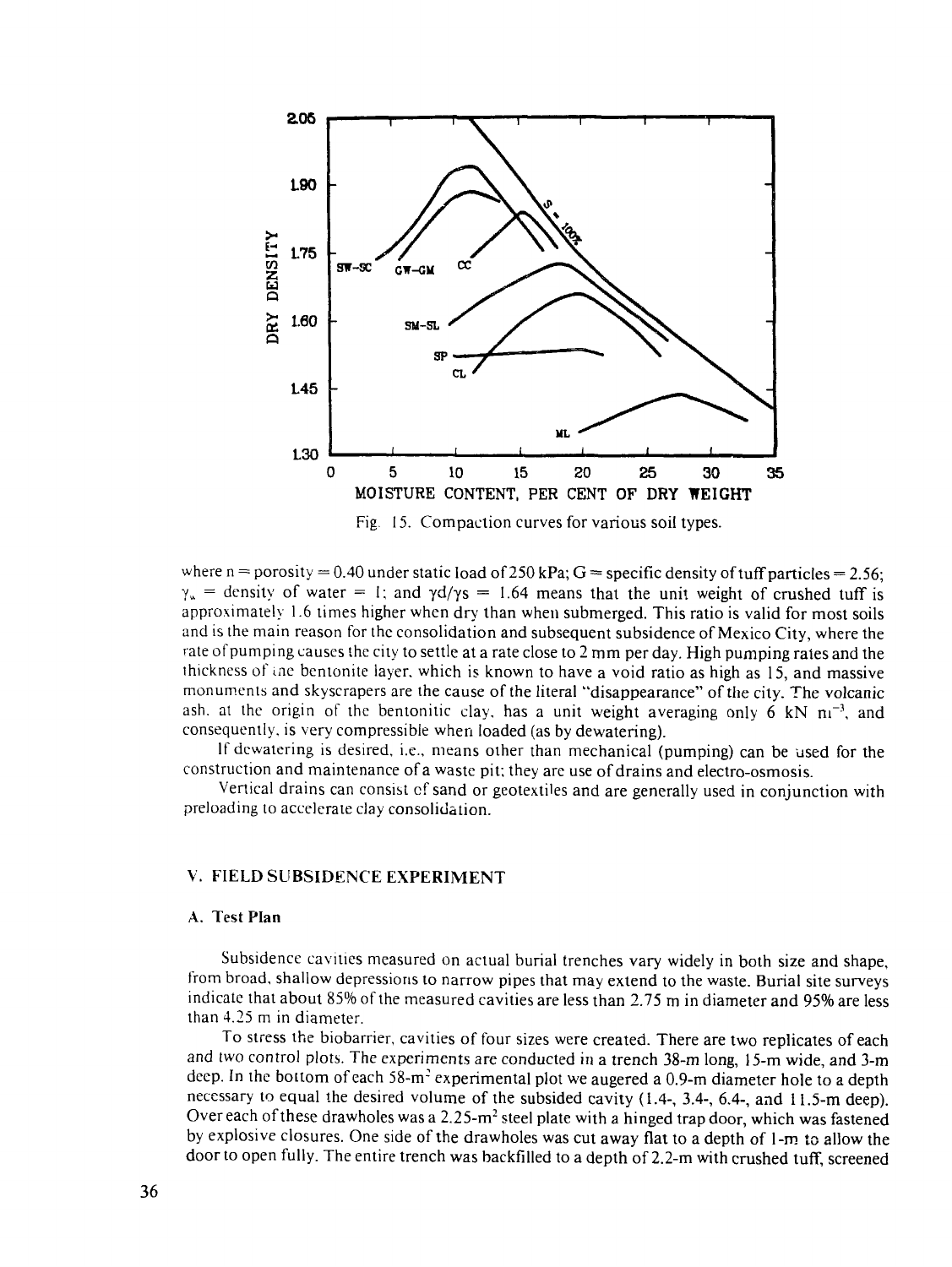Fig. 15. Compaction curves for various soil types.

where n = porosity = 0.40 under static load of 250 kPa; G = specific density of tuff particles = 2.56; $\gamma_w$ = density of water = 1; and $\gamma d/\gamma s$ = 1.64 means that the unit weight of crushed tuff is approximately 1.6 times higher when dry than when submerged. This ratio is valid for most soils and is the main reason for the consolidation and subsequent subsidence of Mexico City, where the rate of pumping causes the city to settle at a rate close to 2 mm per day. High pumping rates and the thickness of the bentonite layer, which is known to have a void ratio as high as 15, and massive monuments and skyscrapers are the cause of the literal "disappearance" of the city. The volcanic ash, at the origin of the bentonitic clay, has a unit weight averaging only 6 kN $m^{-3}$, and consequently, is very compressible when loaded (as by dewatering).

If dewatering is desired, i.e., means other than mechanical (pumping) can be used for the construction and maintenance of a waste pit; they are use of drains and electro-osmosis.

Vertical drains can consist of sand or geotextiles and are generally used in conjunction with preloading to accelerate clay consolidation.

## V. FIELD SUBSIDENCE EXPERIMENT

### A. Test Plan

Subsidence cavities measured on actual burial trenches vary widely in both size and shape, from broad, shallow depressions to narrow pipes that may extend to the waste. Burial site surveys indicate that about 85% of the measured cavities are less than 2.75 m in diameter and 95% are less than 4.25 m in diameter.

To stress the biobarrier, cavities of four sizes were created. There are two replicates of each and two control plots. The experiments are conducted in a trench 38-m long, 15-m wide, and 3-m deep. In the bottom of each 58-$m^2$ experimental plot we augered a 0.9-m diameter hole to a depth necessary to equal the desired volume of the subsided cavity (1.4-, 3.4-, 6.4-, and 11.5-m deep). Over each of these drawholes was a 2.25-$m^2$ steel plate with a hinged trap door, which was fastened by explosive closures. One side of the drawholes was cut away flat to a depth of 1-m to allow the door to open fully. The entire trench was backfilled to a depth of 2.2-m with crushed tuff, screened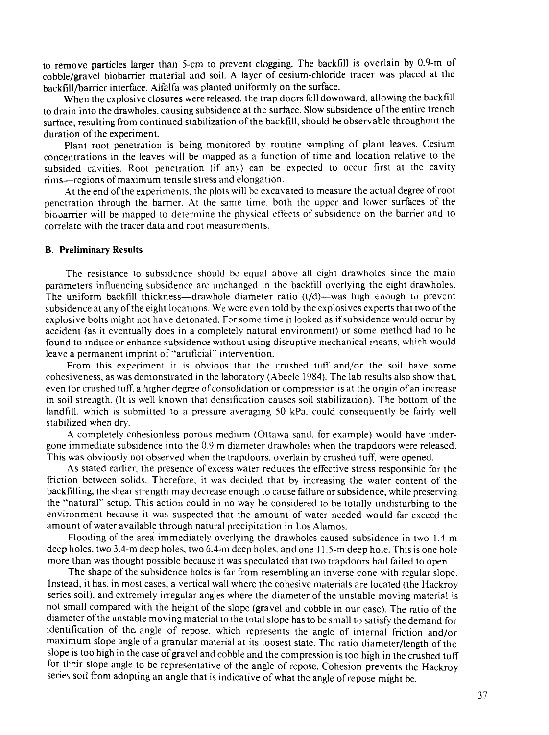to remove particles larger than 5-cm to prevent clogging. The backfill is overlain by 0.9-m of cobble/gravel biobarrier material and soil. A layer of cesium-chloride tracer was placed at the backfill/barrier interface. Alfalfa was planted uniformly on the surface.

When the explosive closures were released, the trap doors fell downward, allowing the backfill to drain into the drawholes, causing subsidence at the surface. Slow subsidence of the entire trench surface, resulting from continued stabilization of the backfill, should be observable throughout the duration of the experiment.

Plant root penetration is being monitored by routine sampling of plant leaves. Cesium concentrations in the leaves will be mapped as a function of time and location relative to the subsided cavities. Root penetration (if any) can be expected to occur first at the cavity rims—regions of maximum tensile stress and elongation.

At the end of the experiments, the plots will be excavated to measure the actual degree of root penetration through the barrier. At the same time, both the upper and lower surfaces of the biobarrier will be mapped to determine the physical effects of subsidence on the barrier and to correlate with the tracer data and root measurements.

### B. Preliminary Results

The resistance to subsidence should be equal above all eight drawholes since the main parameters influencing subsidence are unchanged in the backfill overlying the eight drawholes. The uniform backfill thickness—drawhole diameter ratio (t/d)—was high enough to prevent subsidence at any of the eight locations. We were even told by the explosives experts that two of the explosive bolts might not have detonated. For some time it looked as if subsidence would occur by accident (as it eventually does in a completely natural environment) or some method had to be found to induce or enhance subsidence without using disruptive mechanical means, which would leave a permanent imprint of "artificial" intervention.

From this experiment it is obvious that the crushed tuff and/or the soil have some cohesiveness, as was demonstrated in the laboratory (Abeele 1984). The lab results also show that, even for crushed tuff, a higher degree of consolidation or compression is at the origin of an increase in soil strength. (It is well known that densification causes soil stabilization). The bottom of the landfill, which is submitted to a pressure averaging 50 kPa, could consequently be fairly well stabilized when dry.

A completely cohesionless porous medium (Ottawa sand, for example) would have undergone immediate subsidence into the 0.9 m diameter drawholes when the trapdoors were released. This was obviously not observed when the trapdoors, overlain by crushed tuff, were opened.

As stated earlier, the presence of excess water reduces the effective stress responsible for the friction between solids. Therefore, it was decided that by increasing the water content of the backfilling, the shear strength may decrease enough to cause failure or subsidence, while preserving the "natural" setup. This action could in no way be considered to be totally undisturbing to the environment because it was suspected that the amount of water needed would far exceed the amount of water available through natural precipitation in Los Alamos.

Flooding of the area immediately overlying the drawholes caused subsidence in two 1.4-m deep holes, two 3.4-m deep holes, two 6.4-m deep holes, and one 11.5-m deep hole. This is one hole more than was thought possible because it was speculated that two trapdoors had failed to open.

The shape of the subsidence holes is far from resembling an inverse cone with regular slope. Instead, it has, in most cases, a vertical wall where the cohesive materials are located (the Hackroy series soil), and extremely irregular angles where the diameter of the unstable moving material is not small compared with the height of the slope (gravel and cobble in our case). The ratio of the diameter of the unstable moving material to the total slope has to be small to satisfy the demand for identification of the angle of repose, which represents the angle of internal friction and/or maximum slope angle of a granular material at its loosest state. The ratio diameter/length of the slope is too high in the case of gravel and cobble and the compression is too high in the crushed tuff for their slope angle to be representative of the angle of repose. Cohesion prevents the Hackroy series soil from adopting an angle that is indicative of what the angle of repose might be.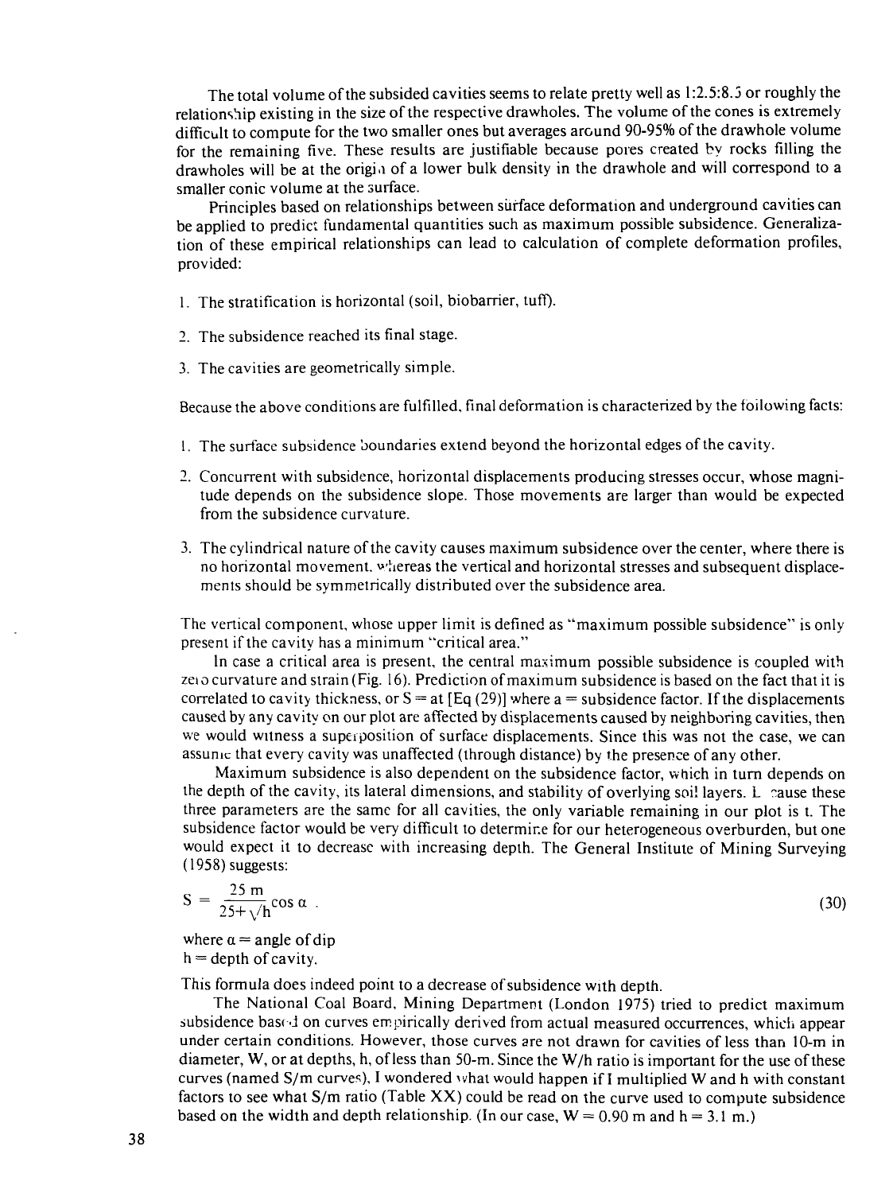The total volume of the subsided cavities seems to relate pretty well as 1:2.5:8.5 or roughly the relationship existing in the size of the respective drawholes. The volume of the cones is extremely difficult to compute for the two smaller ones but averages around 90-95% of the drawhole volume for the remaining five. These results are justifiable because pores created by rocks filling the drawholes will be at the origin of a lower bulk density in the drawhole and will correspond to a smaller conic volume at the surface.

Principles based on relationships between surface deformation and underground cavities can be applied to predict fundamental quantities such as maximum possible subsidence. Generalization of these empirical relationships can lead to calculation of complete deformation profiles, provided:

1. The stratification is horizontal (soil, biobarrier, tuff).
2. The subsidence reached its final stage.
3. The cavities are geometrically simple.

Because the above conditions are fulfilled, final deformation is characterized by the following facts:

1. The surface subsidence boundaries extend beyond the horizontal edges of the cavity.
2. Concurrent with subsidence, horizontal displacements producing stresses occur, whose magnitude depends on the subsidence slope. Those movements are larger than would be expected from the subsidence curvature.
3. The cylindrical nature of the cavity causes maximum subsidence over the center, where there is no horizontal movement, whereas the vertical and horizontal stresses and subsequent displacements should be symmetrically distributed over the subsidence area.

The vertical component, whose upper limit is defined as "maximum possible subsidence" is only present if the cavity has a minimum "critical area."

In case a critical area is present, the central maximum possible subsidence is coupled with zero curvature and strain (Fig. 16). Prediction of maximum subsidence is based on the fact that it is correlated to cavity thickness, or $S = at$ [Eq (29)] where a = subsidence factor. If the displacements caused by any cavity on our plot are affected by displacements caused by neighboring cavities, then we would witness a superposition of surface displacements. Since this was not the case, we can assume that every cavity was unaffected (through distance) by the presence of any other.

Maximum subsidence is also dependent on the subsidence factor, which in turn depends on the depth of the cavity, its lateral dimensions, and stability of overlying soil layers. Because these three parameters are the same for all cavities, the only variable remaining in our plot is t. The subsidence factor would be very difficult to determine for our heterogeneous overburden, but one would expect it to decrease with increasing depth. The General Institute of Mining Surveying (1958) suggests:

$$S = \frac{25\ m}{25 + \sqrt{h}} \cos \alpha \qquad (30)$$

where $\alpha$ = angle of dip
h = depth of cavity.

This formula does indeed point to a decrease of subsidence with depth.

The National Coal Board, Mining Department (London 1975) tried to predict maximum subsidence based on curves empirically derived from actual measured occurrences, which appear under certain conditions. However, those curves are not drawn for cavities of less than 10-m in diameter, W, or at depths, h, of less than 50-m. Since the W/h ratio is important for the use of these curves (named S/m curves), I wondered what would happen if I multiplied W and h with constant factors to see what S/m ratio (Table XX) could be read on the curve used to compute subsidence based on the width and depth relationship. (In our case, W = 0.90 m and h = 3.1 m.)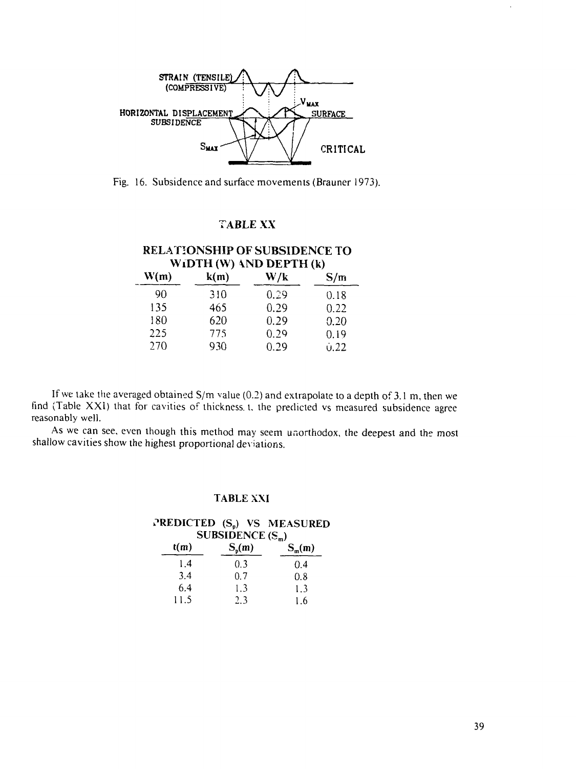STRAIN (TENSILE)
(COMPRESSIVE)

HORIZONTAL DISPLACEMENT
SUBSIDENCE

$V_{MAX}$

SURFACE

$S_{MAX}$

CRITICAL

Fig. 16. Subsidence and surface movements (Brauner 1973).

**TABLE XX**

**RELATIONSHIP OF SUBSIDENCE TO WIDTH (W) AND DEPTH (k)**

| W(m) | k(m) | W/k | S/m |
|---|---|---|---|
| 90 | 310 | 0.29 | 0.18 |
| 135 | 465 | 0.29 | 0.22 |
| 180 | 620 | 0.29 | 0.20 |
| 225 | 775 | 0.29 | 0.19 |
| 270 | 930 | 0.29 | 0.22 |

If we take the averaged obtained S/m value (0.2) and extrapolate to a depth of 3.1 m, then we find (Table XXI) that for cavities of thickness. t. the predicted vs measured subsidence agree reasonably well.

As we can see, even though this method may seem unorthodox, the deepest and the most shallow cavities show the highest proportional deviations.

**TABLE XXI**

**PREDICTED ($S_p$) VS MEASURED SUBSIDENCE ($S_m$)**

| t(m) | $S_p$(m) | $S_m$(m) |
|---|---|---|
| 1.4 | 0.3 | 0.4 |
| 3.4 | 0.7 | 0.8 |
| 6.4 | 1.3 | 1.3 |
| 11.5 | 2.3 | 1.6 |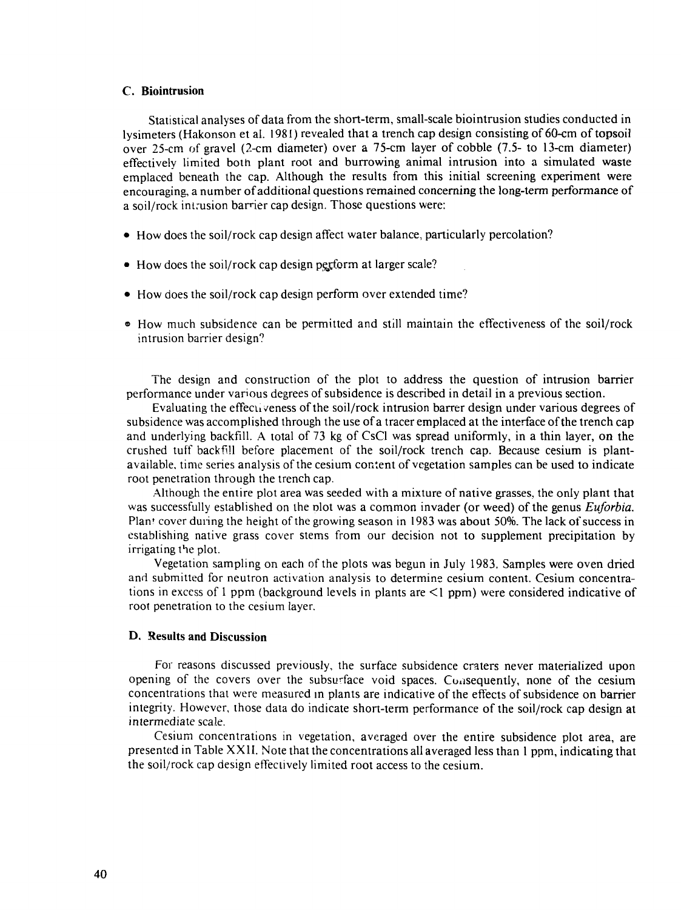### C. Biointrusion

Statistical analyses of data from the short-term, small-scale biointrusion studies conducted in lysimeters (Hakonson et al. 1981) revealed that a trench cap design consisting of 60-cm of topsoil over 25-cm of gravel (2-cm diameter) over a 75-cm layer of cobble (7.5- to 13-cm diameter) effectively limited both plant root and burrowing animal intrusion into a simulated waste emplaced beneath the cap. Although the results from this initial screening experiment were encouraging, a number of additional questions remained concerning the long-term performance of a soil/rock intrusion barrier cap design. Those questions were:

- How does the soil/rock cap design affect water balance, particularly percolation?
- How does the soil/rock cap design perform at larger scale?
- How does the soil/rock cap design perform over extended time?
- How much subsidence can be permitted and still maintain the effectiveness of the soil/rock intrusion barrier design?

The design and construction of the plot to address the question of intrusion barrier performance under various degrees of subsidence is described in detail in a previous section.

Evaluating the effectiveness of the soil/rock intrusion barrer design under various degrees of subsidence was accomplished through the use of a tracer emplaced at the interface of the trench cap and underlying backfill. A total of 73 kg of CsCl was spread uniformly, in a thin layer, on the crushed tuff backfill before placement of the soil/rock trench cap. Because cesium is plant-available, time series analysis of the cesium content of vegetation samples can be used to indicate root penetration through the trench cap.

Although the entire plot area was seeded with a mixture of native grasses, the only plant that was successfully established on the plot was a common invader (or weed) of the genus *Euforbia.* Plant cover during the height of the growing season in 1983 was about 50%. The lack of success in establishing native grass cover stems from our decision not to supplement precipitation by irrigating the plot.

Vegetation sampling on each of the plots was begun in July 1983. Samples were oven dried and submitted for neutron activation analysis to determine cesium content. Cesium concentrations in excess of 1 ppm (background levels in plants are <1 ppm) were considered indicative of root penetration to the cesium layer.

### D. Results and Discussion

For reasons discussed previously, the surface subsidence craters never materialized upon opening of the covers over the subsurface void spaces. Consequently, none of the cesium concentrations that were measured in plants are indicative of the effects of subsidence on barrier integrity. However, those data do indicate short-term performance of the soil/rock cap design at intermediate scale.

Cesium concentrations in vegetation, averaged over the entire subsidence plot area, are presented in Table XXII. Note that the concentrations all averaged less than 1 ppm, indicating that the soil/rock cap design effectively limited root access to the cesium.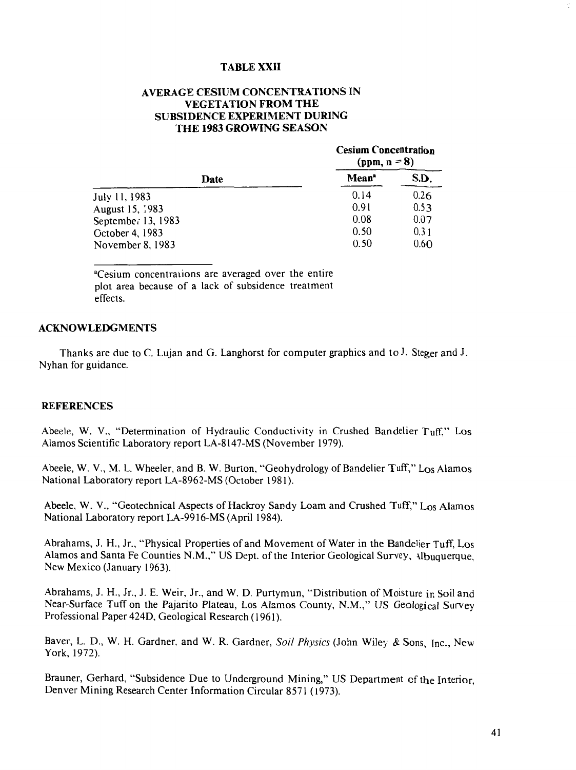## TABLE XXII

## AVERAGE CESIUM CONCENTRATIONS IN VEGETATION FROM THE SUBSIDENCE EXPERIMENT DURING THE 1983 GROWING SEASON

| Date | Cesium Concentration (ppm, n = 8) | |
|---|---|---|
| | Mean[a] | S.D. |
| July 11, 1983 | 0.14 | 0.26 |
| August 15, 1983 | 0.91 | 0.53 |
| September 13, 1983 | 0.08 | 0.07 |
| October 4, 1983 | 0.50 | 0.31 |
| November 8, 1983 | 0.50 | 0.60 |

[a]Cesium concentrations are averaged over the entire plot area because of a lack of subsidence treatment effects.

### ACKNOWLEDGMENTS

Thanks are due to C. Lujan and G. Langhorst for computer graphics and to J. Steger and J. Nyhan for guidance.

### REFERENCES

Abeele, W. V., "Determination of Hydraulic Conductivity in Crushed Bandelier Tuff," Los Alamos Scientific Laboratory report LA-8147-MS (November 1979).

Abeele, W. V., M. L. Wheeler, and B. W. Burton, "Geohydrology of Bandelier Tuff," Los Alamos National Laboratory report LA-8962-MS (October 1981).

Abeele, W. V., "Geotechnical Aspects of Hackroy Sandy Loam and Crushed Tuff," Los Alamos National Laboratory report LA-9916-MS (April 1984).

Abrahams, J. H., Jr., "Physical Properties of and Movement of Water in the Bandelier Tuff, Los Alamos and Santa Fe Counties N.M.," US Dept. of the Interior Geological Survey, Albuquerque, New Mexico (January 1963).

Abrahams, J. H., Jr., J. E. Weir, Jr., and W. D. Purtymun, "Distribution of Moisture in Soil and Near-Surface Tuff on the Pajarito Plateau, Los Alamos County, N.M.," US Geological Survey Professional Paper 424D, Geological Research (1961).

Baver, L. D., W. H. Gardner, and W. R. Gardner, *Soil Physics* (John Wiley & Sons, Inc., New York, 1972).

Brauner, Gerhard, "Subsidence Due to Underground Mining," US Department of the Interior, Denver Mining Research Center Information Circular 8571 (1973).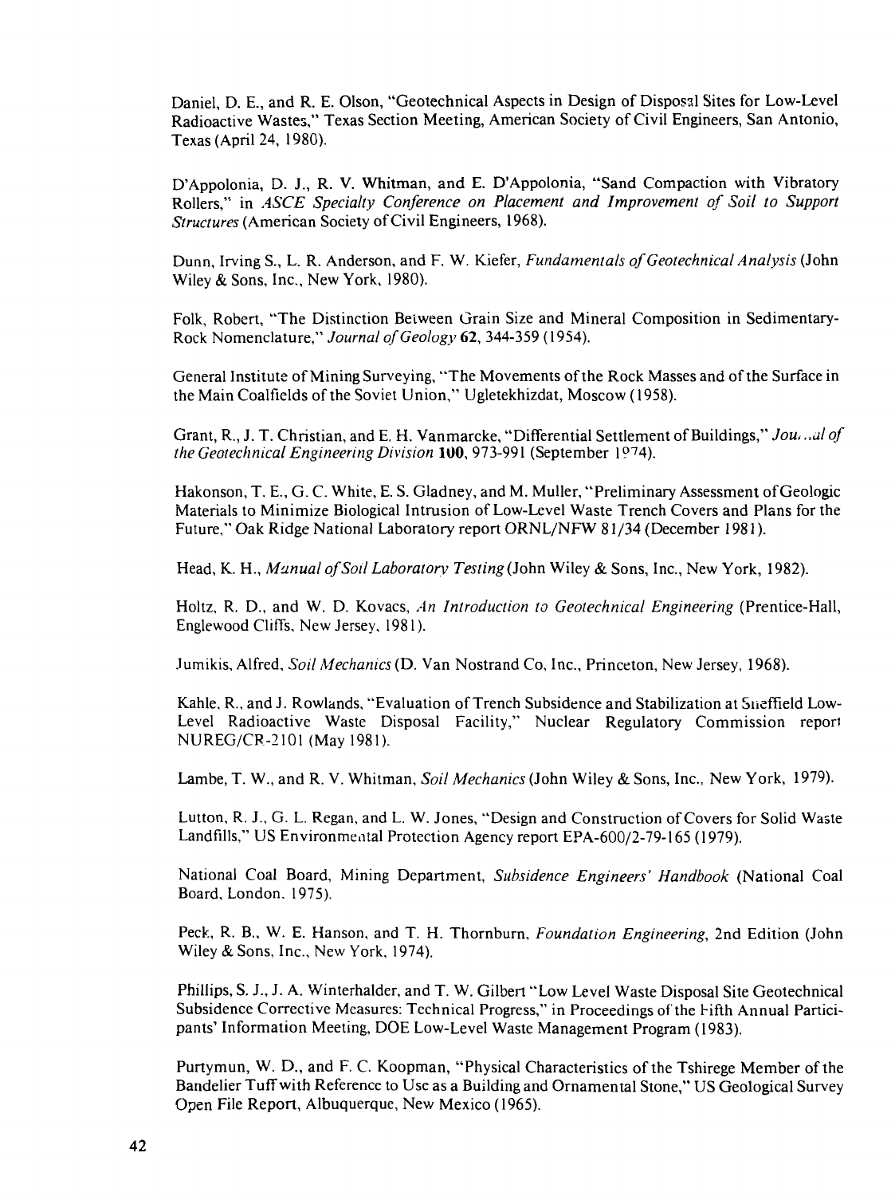Daniel, D. E., and R. E. Olson, "Geotechnical Aspects in Design of Disposal Sites for Low-Level Radioactive Wastes," Texas Section Meeting, American Society of Civil Engineers, San Antonio, Texas (April 24, 1980).

D'Appolonia, D. J., R. V. Whitman, and E. D'Appolonia, "Sand Compaction with Vibratory Rollers," in *ASCE Specialty Conference on Placement and Improvement of Soil to Support Structures* (American Society of Civil Engineers, 1968).

Dunn, Irving S., L. R. Anderson, and F. W. Kiefer, *Fundamentals of Geotechnical Analysis* (John Wiley & Sons, Inc., New York, 1980).

Folk, Robert, "The Distinction Between Grain Size and Mineral Composition in Sedimentary-Rock Nomenclature," *Journal of Geology* **62**, 344-359 (1954).

General Institute of Mining Surveying, "The Movements of the Rock Masses and of the Surface in the Main Coalfields of the Soviet Union," Ugletekhizdat, Moscow (1958).

Grant, R., J. T. Christian, and E. H. Vanmarcke, "Differential Settlement of Buildings," *Journal of the Geotechnical Engineering Division* **100**, 973-991 (September 1974).

Hakonson, T. E., G. C. White, E. S. Gladney, and M. Muller, "Preliminary Assessment of Geologic Materials to Minimize Biological Intrusion of Low-Level Waste Trench Covers and Plans for the Future," Oak Ridge National Laboratory report ORNL/NFW 81/34 (December 1981).

Head, K. H., *Manual of Soil Laboratory Testing* (John Wiley & Sons, Inc., New York, 1982).

Holtz, R. D., and W. D. Kovacs, *An Introduction to Geotechnical Engineering* (Prentice-Hall, Englewood Cliffs, New Jersey, 1981).

Jumikis, Alfred, *Soil Mechanics* (D. Van Nostrand Co, Inc., Princeton, New Jersey, 1968).

Kahle, R., and J. Rowlands, "Evaluation of Trench Subsidence and Stabilization at Sheffield Low-Level Radioactive Waste Disposal Facility," Nuclear Regulatory Commission report NUREG/CR-2101 (May 1981).

Lambe, T. W., and R. V. Whitman, *Soil Mechanics* (John Wiley & Sons, Inc., New York, 1979).

Lutton, R. J., G. L. Regan, and L. W. Jones, "Design and Construction of Covers for Solid Waste Landfills," US Environmental Protection Agency report EPA-600/2-79-165 (1979).

National Coal Board, Mining Department, *Subsidence Engineers' Handbook* (National Coal Board, London, 1975).

Peck, R. B., W. E. Hanson, and T. H. Thornburn, *Foundation Engineering*, 2nd Edition (John Wiley & Sons, Inc., New York, 1974).

Phillips, S. J., J. A. Winterhalder, and T. W. Gilbert "Low Level Waste Disposal Site Geotechnical Subsidence Corrective Measures: Technical Progress," in Proceedings of the Fifth Annual Participants' Information Meeting, DOE Low-Level Waste Management Program (1983).

Purtymun, W. D., and F. C. Koopman, "Physical Characteristics of the Tshirege Member of the Bandelier Tuff with Reference to Use as a Building and Ornamental Stone," US Geological Survey Open File Report, Albuquerque, New Mexico (1965).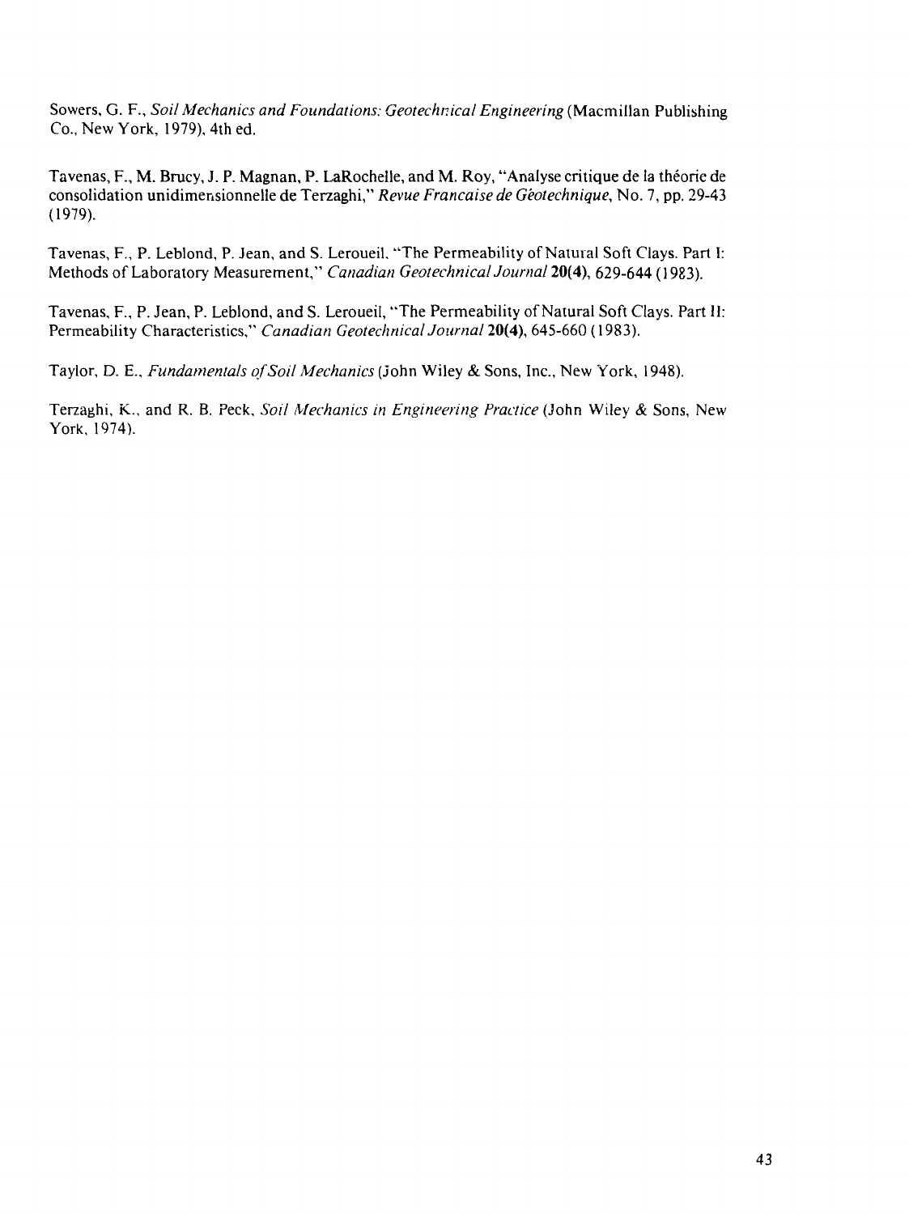Sowers, G. F., *Soil Mechanics and Foundations: Geotechnical Engineering* (Macmillan Publishing Co., New York, 1979), 4th ed.

Tavenas, F., M. Brucy, J. P. Magnan, P. LaRochelle, and M. Roy, "Analyse critique de la théorie de consolidation unidimensionnelle de Terzaghi," *Revue Francaise de Géotechnique*, No. 7, pp. 29-43 (1979).

Tavenas, F., P. Leblond, P. Jean, and S. Leroueil, "The Permeability of Natural Soft Clays. Part I: Methods of Laboratory Measurement," *Canadian Geotechnical Journal* **20(4)**, 629-644 (1983).

Tavenas, F., P. Jean, P. Leblond, and S. Leroueil, "The Permeability of Natural Soft Clays. Part II: Permeability Characteristics," *Canadian Geotechnical Journal* **20(4)**, 645-660 (1983).

Taylor, D. E., *Fundamentals of Soil Mechanics* (John Wiley & Sons, Inc., New York, 1948).

Terzaghi, K., and R. B. Peck, *Soil Mechanics in Engineering Practice* (John Wiley & Sons, New York, 1974).